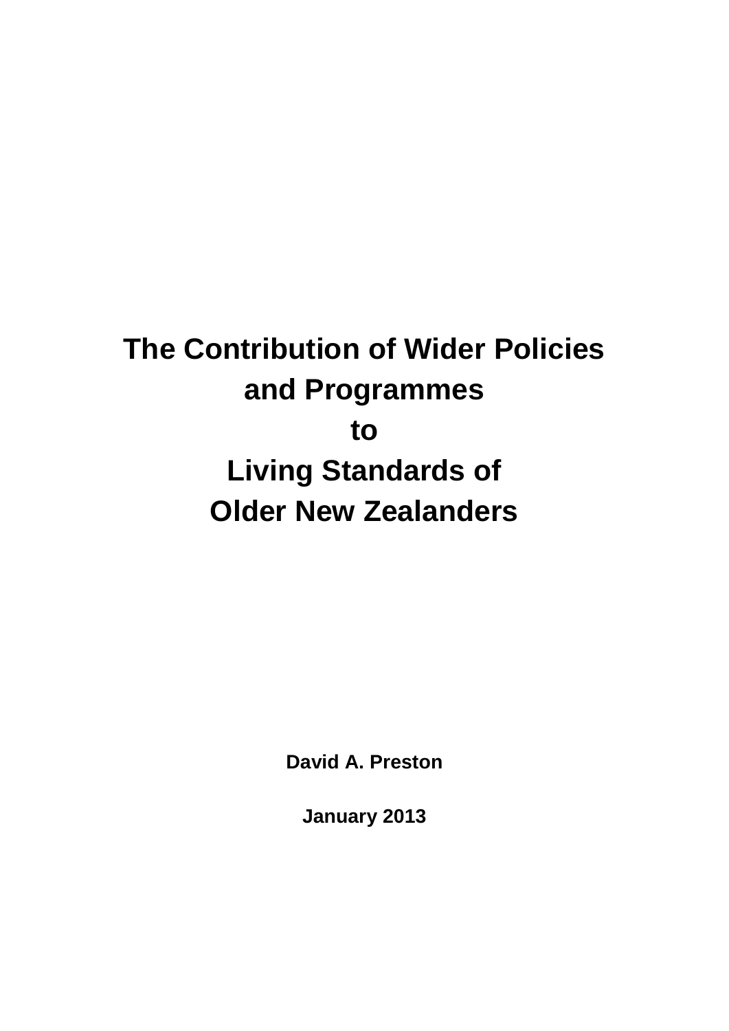# The Contribution of Wider Policies and Programmes to Living Standards of Older New Zealanders

**David A. Preston**

**January 2013**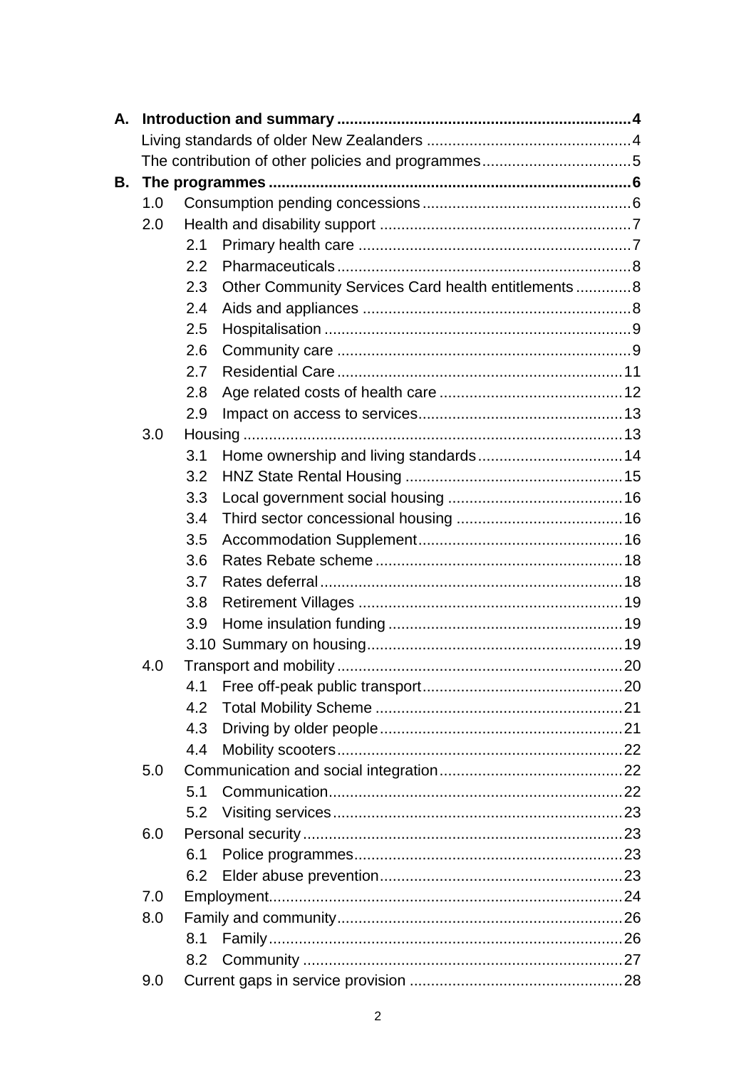**A. Introduction and summary** .... 4

Living standards of older New Zealanders .... 4

The contribution of other policies and programmes .... 5

**B. The programmes** .... 6

- 1.0 Consumption pending concessions .... 6
- 2.0 Health and disability support .... 7
  - 2.1 Primary health care .... 7
  - 2.2 Pharmaceuticals .... 8
  - 2.3 Other Community Services Card health entitlements .... 8
  - 2.4 Aids and appliances .... 8
  - 2.5 Hospitalisation .... 9
  - 2.6 Community care .... 9
  - 2.7 Residential Care .... 11
  - 2.8 Age related costs of health care .... 12
  - 2.9 Impact on access to services .... 13
- 3.0 Housing .... 13
  - 3.1 Home ownership and living standards .... 14
  - 3.2 HNZ State Rental Housing .... 15
  - 3.3 Local government social housing .... 16
  - 3.4 Third sector concessional housing .... 16
  - 3.5 Accommodation Supplement .... 16
  - 3.6 Rates Rebate scheme .... 18
  - 3.7 Rates deferral .... 18
  - 3.8 Retirement Villages .... 19
  - 3.9 Home insulation funding .... 19
  - 3.10 Summary on housing .... 19
- 4.0 Transport and mobility .... 20
  - 4.1 Free off-peak public transport .... 20
  - 4.2 Total Mobility Scheme .... 21
  - 4.3 Driving by older people .... 21
  - 4.4 Mobility scooters .... 22
- 5.0 Communication and social integration .... 22
  - 5.1 Communication .... 22
  - 5.2 Visiting services .... 23
- 6.0 Personal security .... 23
  - 6.1 Police programmes .... 23
  - 6.2 Elder abuse prevention .... 23
- 7.0 Employment .... 24
- 8.0 Family and community .... 26
  - 8.1 Family .... 26
  - 8.2 Community .... 27
- 9.0 Current gaps in service provision .... 28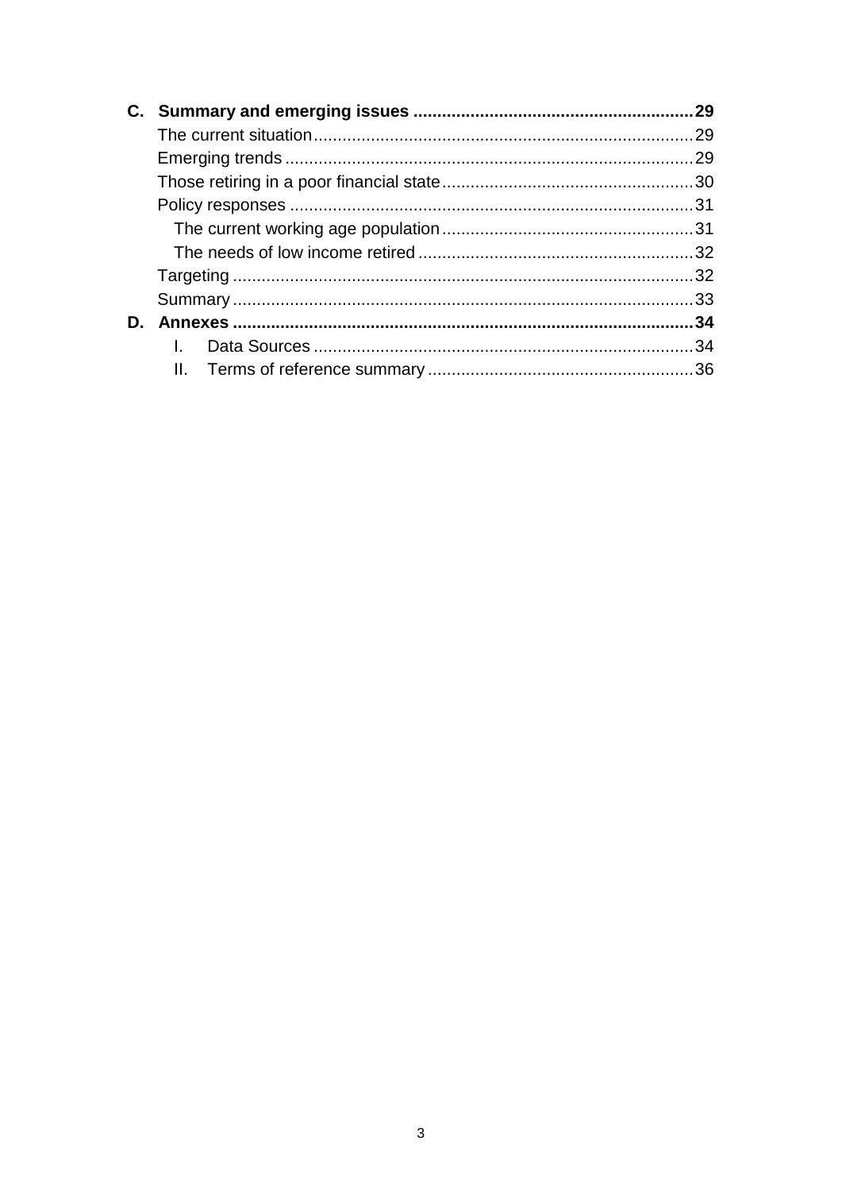**C. Summary and emerging issues .......... 29**

The current situation .......... 29

Emerging trends .......... 29

Those retiring in a poor financial state .......... 30

Policy responses .......... 31

- The current working age population .......... 31
- The needs of low income retired .......... 32

Targeting .......... 32

Summary .......... 33

**D. Annexes .......... 34**

- I. Data Sources .......... 34
- II. Terms of reference summary .......... 36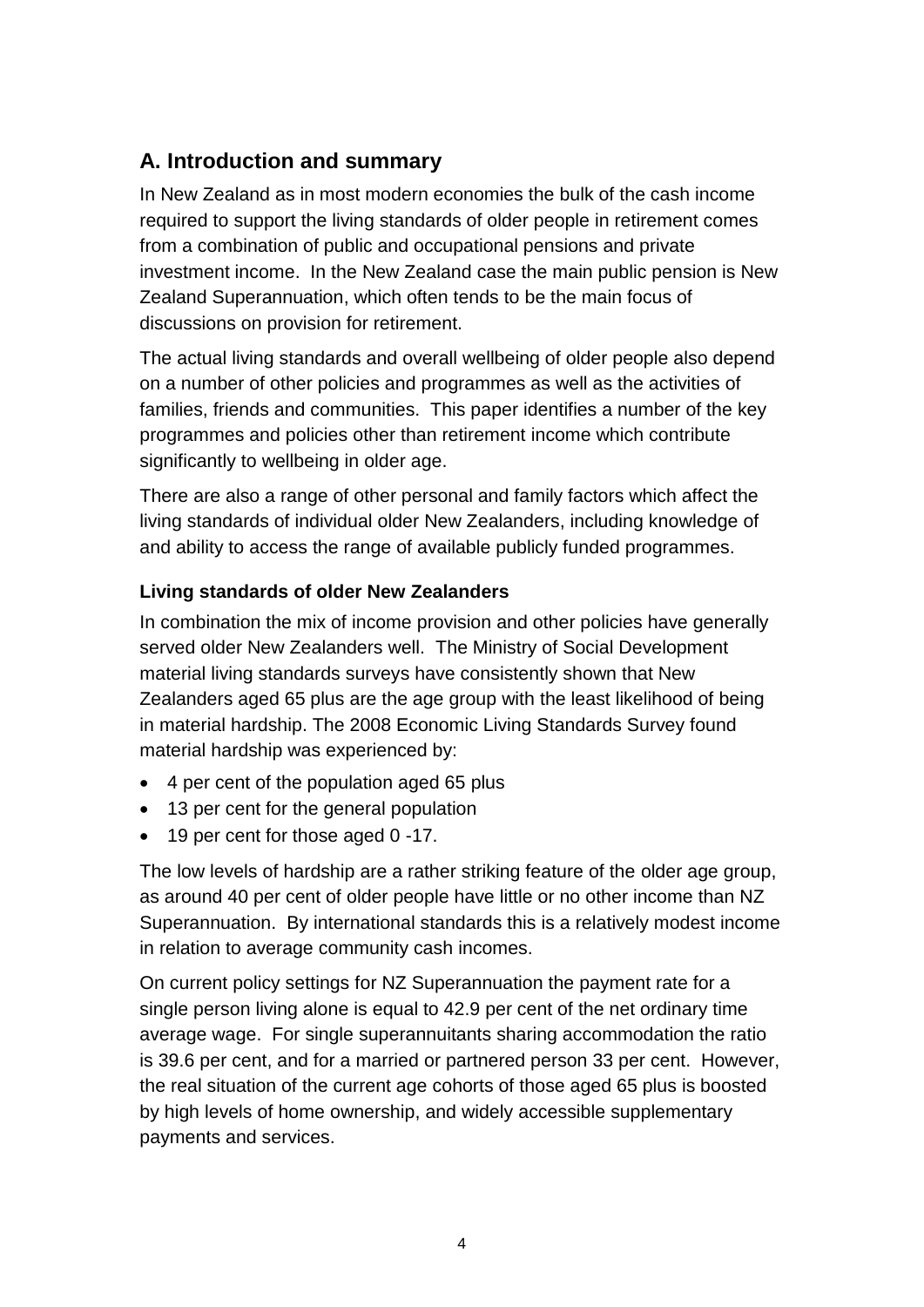## A. Introduction and summary

In New Zealand as in most modern economies the bulk of the cash income required to support the living standards of older people in retirement comes from a combination of public and occupational pensions and private investment income. In the New Zealand case the main public pension is New Zealand Superannuation, which often tends to be the main focus of discussions on provision for retirement.

The actual living standards and overall wellbeing of older people also depend on a number of other policies and programmes as well as the activities of families, friends and communities. This paper identifies a number of the key programmes and policies other than retirement income which contribute significantly to wellbeing in older age.

There are also a range of other personal and family factors which affect the living standards of individual older New Zealanders, including knowledge of and ability to access the range of available publicly funded programmes.

### Living standards of older New Zealanders

In combination the mix of income provision and other policies have generally served older New Zealanders well. The Ministry of Social Development material living standards surveys have consistently shown that New Zealanders aged 65 plus are the age group with the least likelihood of being in material hardship. The 2008 Economic Living Standards Survey found material hardship was experienced by:

- 4 per cent of the population aged 65 plus
- 13 per cent for the general population
- 19 per cent for those aged 0 -17.

The low levels of hardship are a rather striking feature of the older age group, as around 40 per cent of older people have little or no other income than NZ Superannuation. By international standards this is a relatively modest income in relation to average community cash incomes.

On current policy settings for NZ Superannuation the payment rate for a single person living alone is equal to 42.9 per cent of the net ordinary time average wage. For single superannuitants sharing accommodation the ratio is 39.6 per cent, and for a married or partnered person 33 per cent. However, the real situation of the current age cohorts of those aged 65 plus is boosted by high levels of home ownership, and widely accessible supplementary payments and services.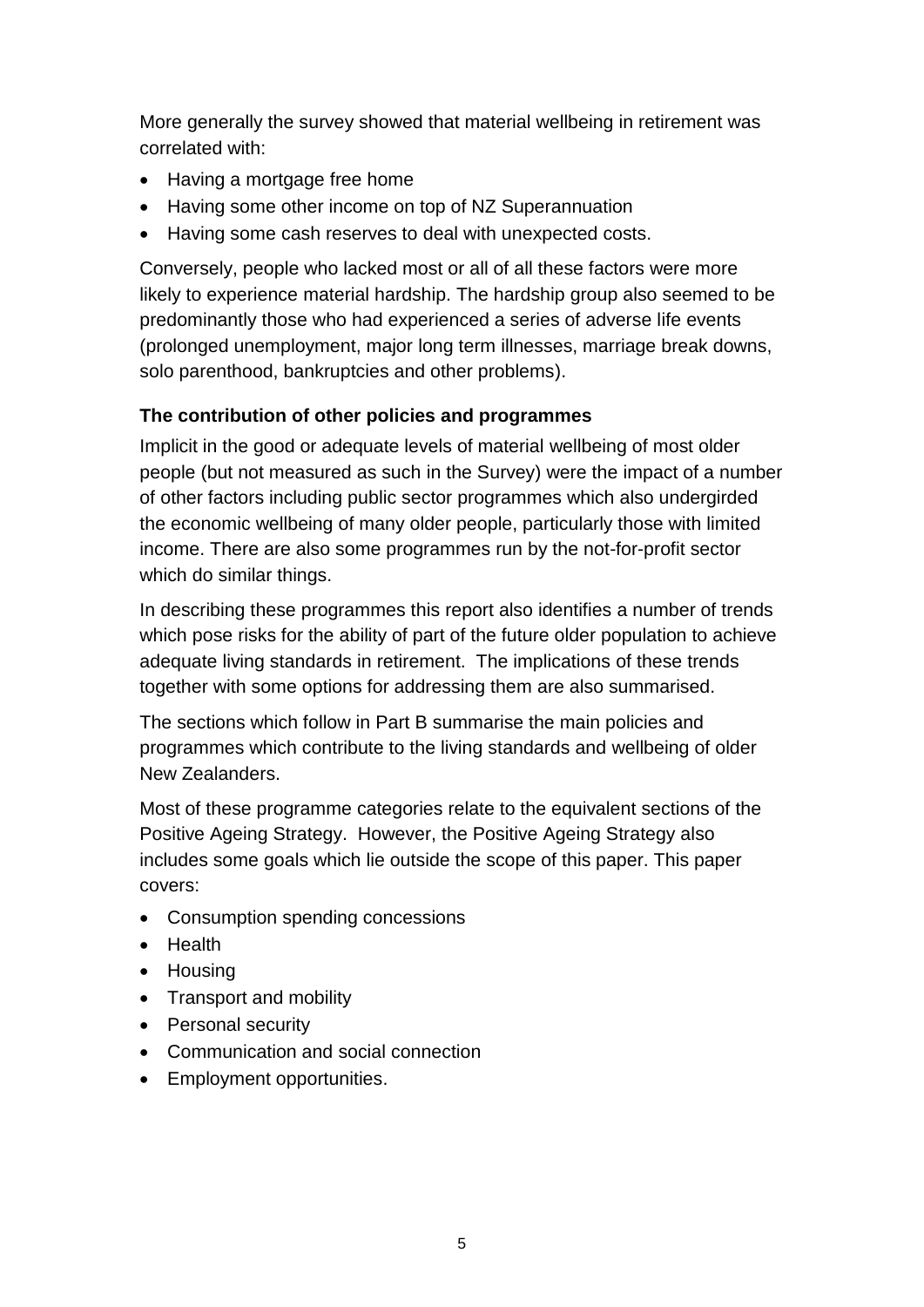More generally the survey showed that material wellbeing in retirement was correlated with:

- Having a mortgage free home
- Having some other income on top of NZ Superannuation
- Having some cash reserves to deal with unexpected costs.

Conversely, people who lacked most or all of all these factors were more likely to experience material hardship. The hardship group also seemed to be predominantly those who had experienced a series of adverse life events (prolonged unemployment, major long term illnesses, marriage break downs, solo parenthood, bankruptcies and other problems).

**The contribution of other policies and programmes**

Implicit in the good or adequate levels of material wellbeing of most older people (but not measured as such in the Survey) were the impact of a number of other factors including public sector programmes which also undergirded the economic wellbeing of many older people, particularly those with limited income. There are also some programmes run by the not-for-profit sector which do similar things.

In describing these programmes this report also identifies a number of trends which pose risks for the ability of part of the future older population to achieve adequate living standards in retirement. The implications of these trends together with some options for addressing them are also summarised.

The sections which follow in Part B summarise the main policies and programmes which contribute to the living standards and wellbeing of older New Zealanders.

Most of these programme categories relate to the equivalent sections of the Positive Ageing Strategy. However, the Positive Ageing Strategy also includes some goals which lie outside the scope of this paper. This paper covers:

- Consumption spending concessions
- Health
- Housing
- Transport and mobility
- Personal security
- Communication and social connection
- Employment opportunities.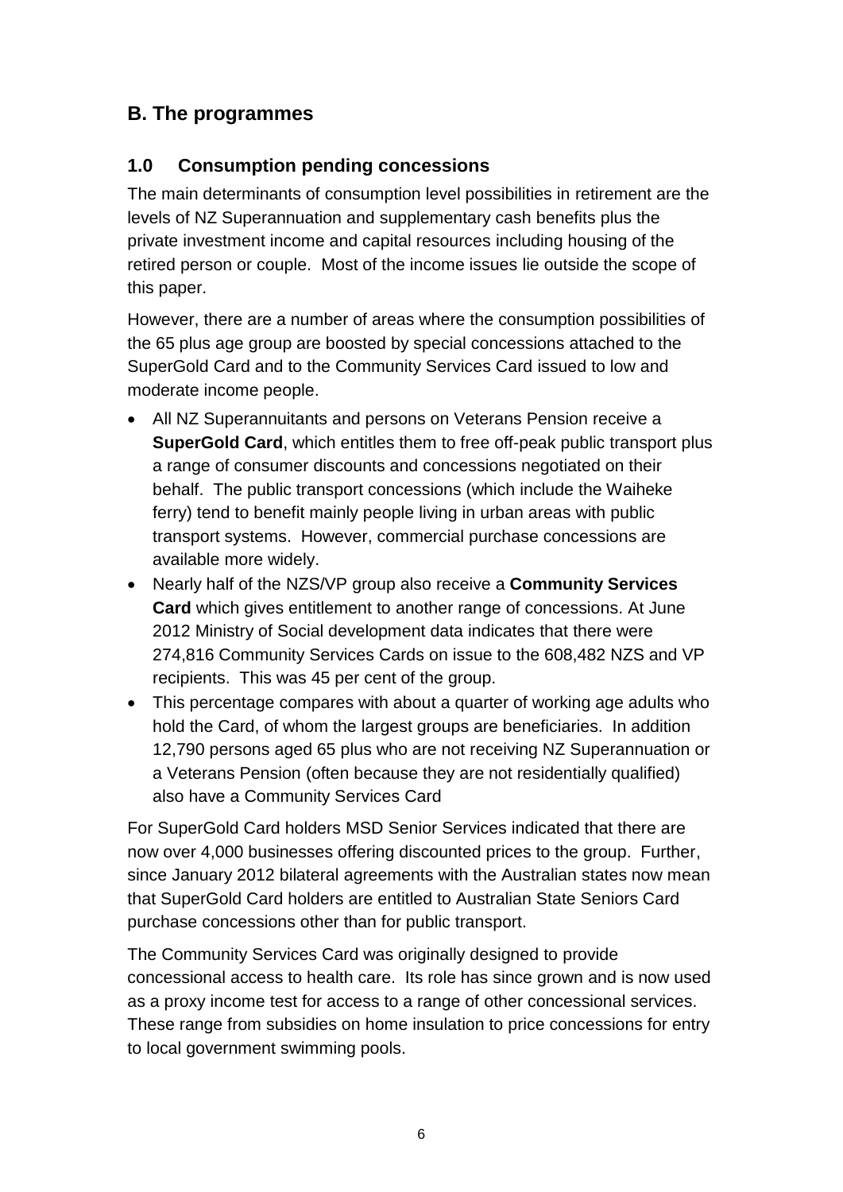## B. The programmes

### 1.0 Consumption pending concessions

The main determinants of consumption level possibilities in retirement are the levels of NZ Superannuation and supplementary cash benefits plus the private investment income and capital resources including housing of the retired person or couple. Most of the income issues lie outside the scope of this paper.

However, there are a number of areas where the consumption possibilities of the 65 plus age group are boosted by special concessions attached to the SuperGold Card and to the Community Services Card issued to low and moderate income people.

- All NZ Superannuitants and persons on Veterans Pension receive a **SuperGold Card**, which entitles them to free off-peak public transport plus a range of consumer discounts and concessions negotiated on their behalf. The public transport concessions (which include the Waiheke ferry) tend to benefit mainly people living in urban areas with public transport systems. However, commercial purchase concessions are available more widely.
- Nearly half of the NZS/VP group also receive a **Community Services Card** which gives entitlement to another range of concessions. At June 2012 Ministry of Social development data indicates that there were 274,816 Community Services Cards on issue to the 608,482 NZS and VP recipients. This was 45 per cent of the group.
- This percentage compares with about a quarter of working age adults who hold the Card, of whom the largest groups are beneficiaries. In addition 12,790 persons aged 65 plus who are not receiving NZ Superannuation or a Veterans Pension (often because they are not residentially qualified) also have a Community Services Card

For SuperGold Card holders MSD Senior Services indicated that there are now over 4,000 businesses offering discounted prices to the group. Further, since January 2012 bilateral agreements with the Australian states now mean that SuperGold Card holders are entitled to Australian State Seniors Card purchase concessions other than for public transport.

The Community Services Card was originally designed to provide concessional access to health care. Its role has since grown and is now used as a proxy income test for access to a range of other concessional services. These range from subsidies on home insulation to price concessions for entry to local government swimming pools.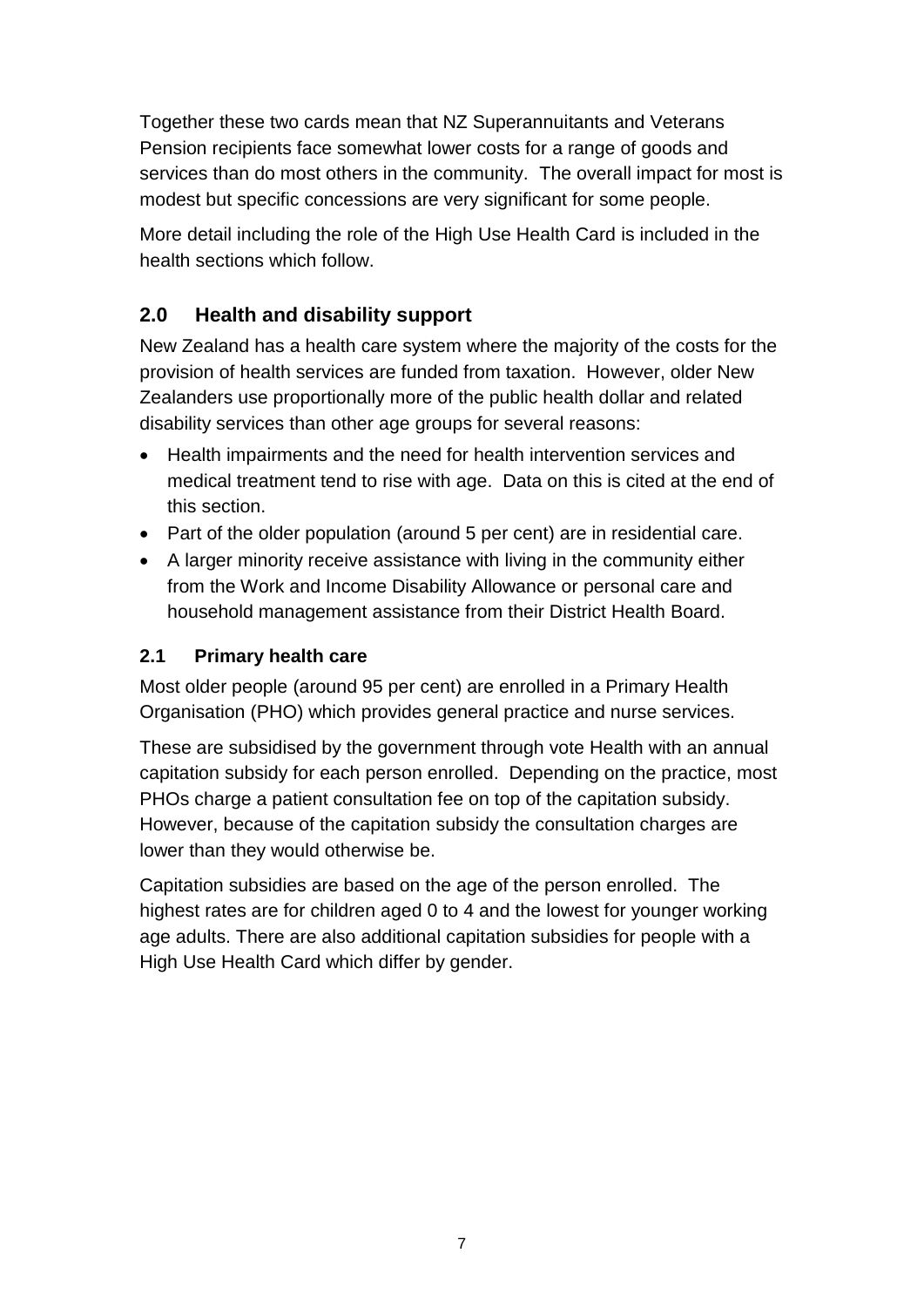Together these two cards mean that NZ Superannuitants and Veterans Pension recipients face somewhat lower costs for a range of goods and services than do most others in the community. The overall impact for most is modest but specific concessions are very significant for some people.

More detail including the role of the High Use Health Card is included in the health sections which follow.

## 2.0 Health and disability support

New Zealand has a health care system where the majority of the costs for the provision of health services are funded from taxation. However, older New Zealanders use proportionally more of the public health dollar and related disability services than other age groups for several reasons:

- Health impairments and the need for health intervention services and medical treatment tend to rise with age. Data on this is cited at the end of this section.
- Part of the older population (around 5 per cent) are in residential care.
- A larger minority receive assistance with living in the community either from the Work and Income Disability Allowance or personal care and household management assistance from their District Health Board.

### 2.1 Primary health care

Most older people (around 95 per cent) are enrolled in a Primary Health Organisation (PHO) which provides general practice and nurse services.

These are subsidised by the government through vote Health with an annual capitation subsidy for each person enrolled. Depending on the practice, most PHOs charge a patient consultation fee on top of the capitation subsidy. However, because of the capitation subsidy the consultation charges are lower than they would otherwise be.

Capitation subsidies are based on the age of the person enrolled. The highest rates are for children aged 0 to 4 and the lowest for younger working age adults. There are also additional capitation subsidies for people with a High Use Health Card which differ by gender.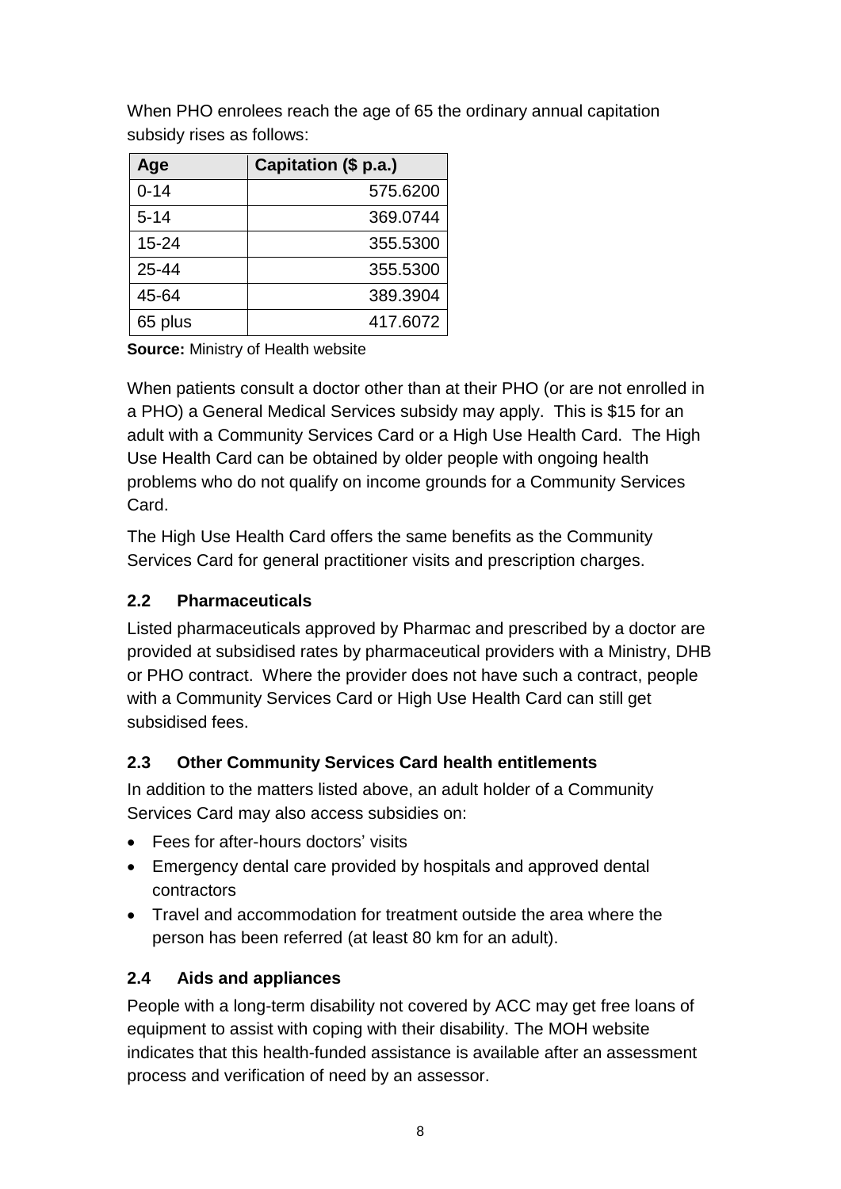When PHO enrolees reach the age of 65 the ordinary annual capitation subsidy rises as follows:

| Age | Capitation ($ p.a.) |
|---|---:|
| 0-14 | 575.6200 |
| 5-14 | 369.0744 |
| 15-24 | 355.5300 |
| 25-44 | 355.5300 |
| 45-64 | 389.3904 |
| 65 plus | 417.6072 |

**Source:** Ministry of Health website

When patients consult a doctor other than at their PHO (or are not enrolled in a PHO) a General Medical Services subsidy may apply. This is $15 for an adult with a Community Services Card or a High Use Health Card. The High Use Health Card can be obtained by older people with ongoing health problems who do not qualify on income grounds for a Community Services Card.

The High Use Health Card offers the same benefits as the Community Services Card for general practitioner visits and prescription charges.

### 2.2 Pharmaceuticals

Listed pharmaceuticals approved by Pharmac and prescribed by a doctor are provided at subsidised rates by pharmaceutical providers with a Ministry, DHB or PHO contract. Where the provider does not have such a contract, people with a Community Services Card or High Use Health Card can still get subsidised fees.

### 2.3 Other Community Services Card health entitlements

In addition to the matters listed above, an adult holder of a Community Services Card may also access subsidies on:

- Fees for after-hours doctors' visits
- Emergency dental care provided by hospitals and approved dental contractors
- Travel and accommodation for treatment outside the area where the person has been referred (at least 80 km for an adult).

### 2.4 Aids and appliances

People with a long-term disability not covered by ACC may get free loans of equipment to assist with coping with their disability. The MOH website indicates that this health-funded assistance is available after an assessment process and verification of need by an assessor.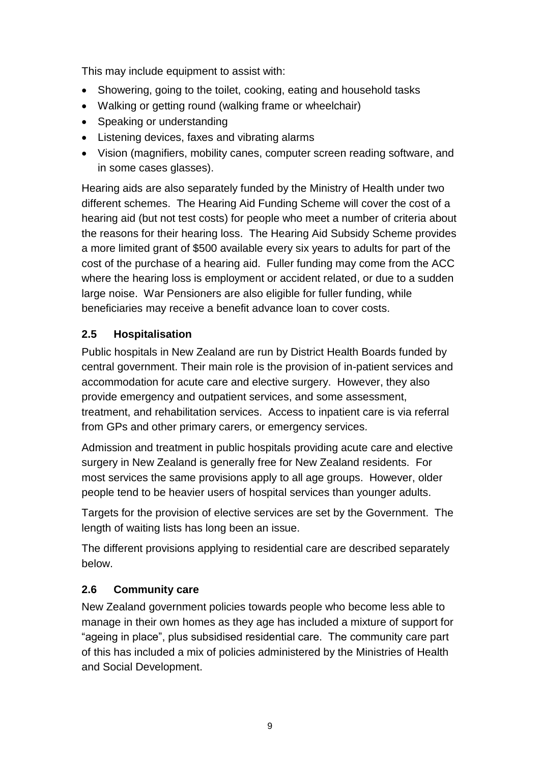This may include equipment to assist with:

- Showering, going to the toilet, cooking, eating and household tasks
- Walking or getting round (walking frame or wheelchair)
- Speaking or understanding
- Listening devices, faxes and vibrating alarms
- Vision (magnifiers, mobility canes, computer screen reading software, and in some cases glasses).

Hearing aids are also separately funded by the Ministry of Health under two different schemes. The Hearing Aid Funding Scheme will cover the cost of a hearing aid (but not test costs) for people who meet a number of criteria about the reasons for their hearing loss. The Hearing Aid Subsidy Scheme provides a more limited grant of $500 available every six years to adults for part of the cost of the purchase of a hearing aid. Fuller funding may come from the ACC where the hearing loss is employment or accident related, or due to a sudden large noise. War Pensioners are also eligible for fuller funding, while beneficiaries may receive a benefit advance loan to cover costs.

### 2.5 Hospitalisation

Public hospitals in New Zealand are run by District Health Boards funded by central government. Their main role is the provision of in-patient services and accommodation for acute care and elective surgery. However, they also provide emergency and outpatient services, and some assessment, treatment, and rehabilitation services. Access to inpatient care is via referral from GPs and other primary carers, or emergency services.

Admission and treatment in public hospitals providing acute care and elective surgery in New Zealand is generally free for New Zealand residents. For most services the same provisions apply to all age groups. However, older people tend to be heavier users of hospital services than younger adults.

Targets for the provision of elective services are set by the Government. The length of waiting lists has long been an issue.

The different provisions applying to residential care are described separately below.

### 2.6 Community care

New Zealand government policies towards people who become less able to manage in their own homes as they age has included a mixture of support for "ageing in place", plus subsidised residential care. The community care part of this has included a mix of policies administered by the Ministries of Health and Social Development.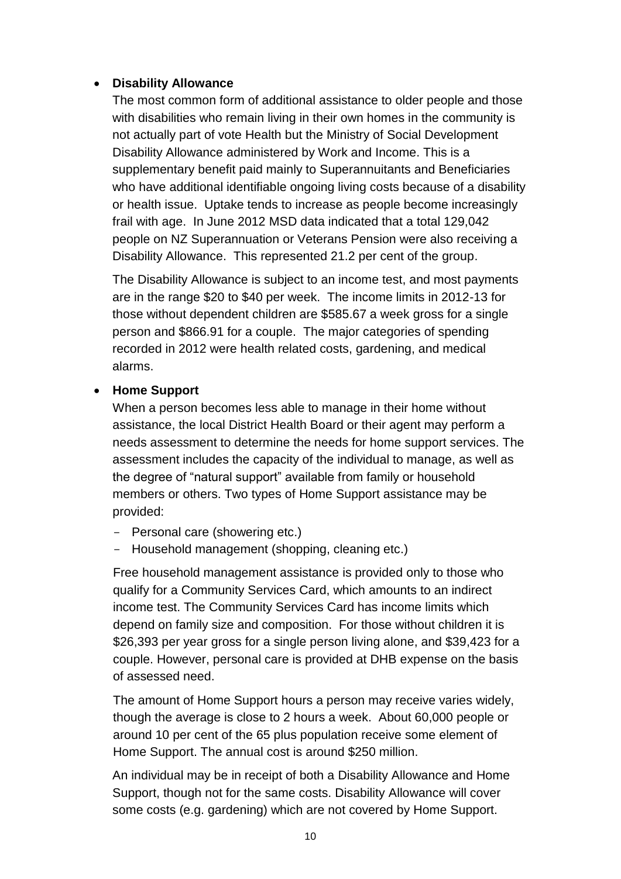- **Disability Allowance**

  The most common form of additional assistance to older people and those with disabilities who remain living in their own homes in the community is not actually part of vote Health but the Ministry of Social Development Disability Allowance administered by Work and Income. This is a supplementary benefit paid mainly to Superannuitants and Beneficiaries who have additional identifiable ongoing living costs because of a disability or health issue. Uptake tends to increase as people become increasingly frail with age. In June 2012 MSD data indicated that a total 129,042 people on NZ Superannuation or Veterans Pension were also receiving a Disability Allowance. This represented 21.2 per cent of the group.

  The Disability Allowance is subject to an income test, and most payments are in the range $20 to $40 per week. The income limits in 2012-13 for those without dependent children are $585.67 a week gross for a single person and $866.91 for a couple. The major categories of spending recorded in 2012 were health related costs, gardening, and medical alarms.

- **Home Support**

  When a person becomes less able to manage in their home without assistance, the local District Health Board or their agent may perform a needs assessment to determine the needs for home support services. The assessment includes the capacity of the individual to manage, as well as the degree of "natural support" available from family or household members or others. Two types of Home Support assistance may be provided:

  - Personal care (showering etc.)
  - Household management (shopping, cleaning etc.)

  Free household management assistance is provided only to those who qualify for a Community Services Card, which amounts to an indirect income test. The Community Services Card has income limits which depend on family size and composition. For those without children it is $26,393 per year gross for a single person living alone, and $39,423 for a couple. However, personal care is provided at DHB expense on the basis of assessed need.

  The amount of Home Support hours a person may receive varies widely, though the average is close to 2 hours a week. About 60,000 people or around 10 per cent of the 65 plus population receive some element of Home Support. The annual cost is around $250 million.

  An individual may be in receipt of both a Disability Allowance and Home Support, though not for the same costs. Disability Allowance will cover some costs (e.g. gardening) which are not covered by Home Support.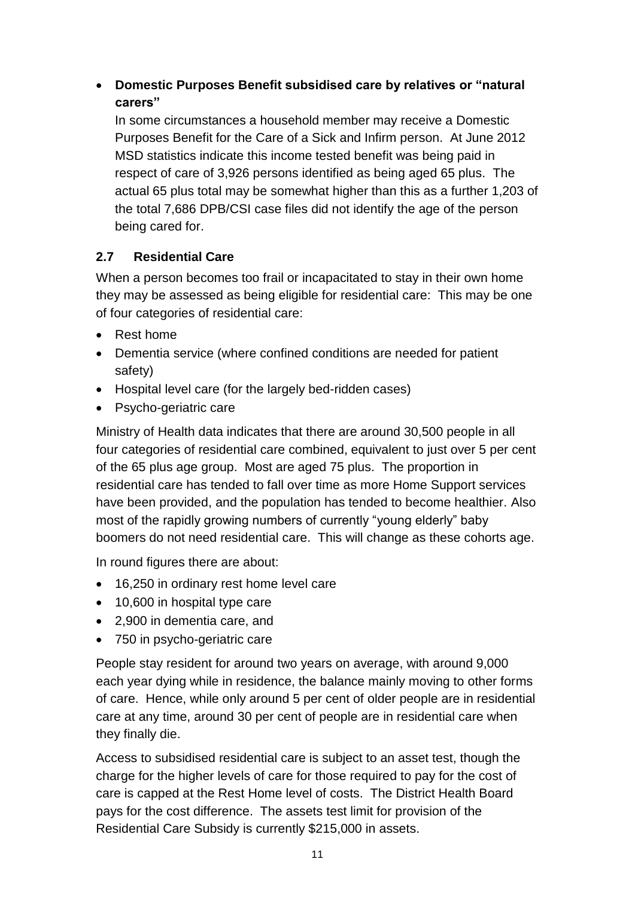- **Domestic Purposes Benefit subsidised care by relatives or "natural carers"**
  In some circumstances a household member may receive a Domestic Purposes Benefit for the Care of a Sick and Infirm person. At June 2012 MSD statistics indicate this income tested benefit was being paid in respect of care of 3,926 persons identified as being aged 65 plus. The actual 65 plus total may be somewhat higher than this as a further 1,203 of the total 7,686 DPB/CSI case files did not identify the age of the person being cared for.

## 2.7 Residential Care

When a person becomes too frail or incapacitated to stay in their own home they may be assessed as being eligible for residential care: This may be one of four categories of residential care:

- Rest home
- Dementia service (where confined conditions are needed for patient safety)
- Hospital level care (for the largely bed-ridden cases)
- Psycho-geriatric care

Ministry of Health data indicates that there are around 30,500 people in all four categories of residential care combined, equivalent to just over 5 per cent of the 65 plus age group. Most are aged 75 plus. The proportion in residential care has tended to fall over time as more Home Support services have been provided, and the population has tended to become healthier. Also most of the rapidly growing numbers of currently "young elderly" baby boomers do not need residential care. This will change as these cohorts age.

In round figures there are about:

- 16,250 in ordinary rest home level care
- 10,600 in hospital type care
- 2,900 in dementia care, and
- 750 in psycho-geriatric care

People stay resident for around two years on average, with around 9,000 each year dying while in residence, the balance mainly moving to other forms of care. Hence, while only around 5 per cent of older people are in residential care at any time, around 30 per cent of people are in residential care when they finally die.

Access to subsidised residential care is subject to an asset test, though the charge for the higher levels of care for those required to pay for the cost of care is capped at the Rest Home level of costs. The District Health Board pays for the cost difference. The assets test limit for provision of the Residential Care Subsidy is currently $215,000 in assets.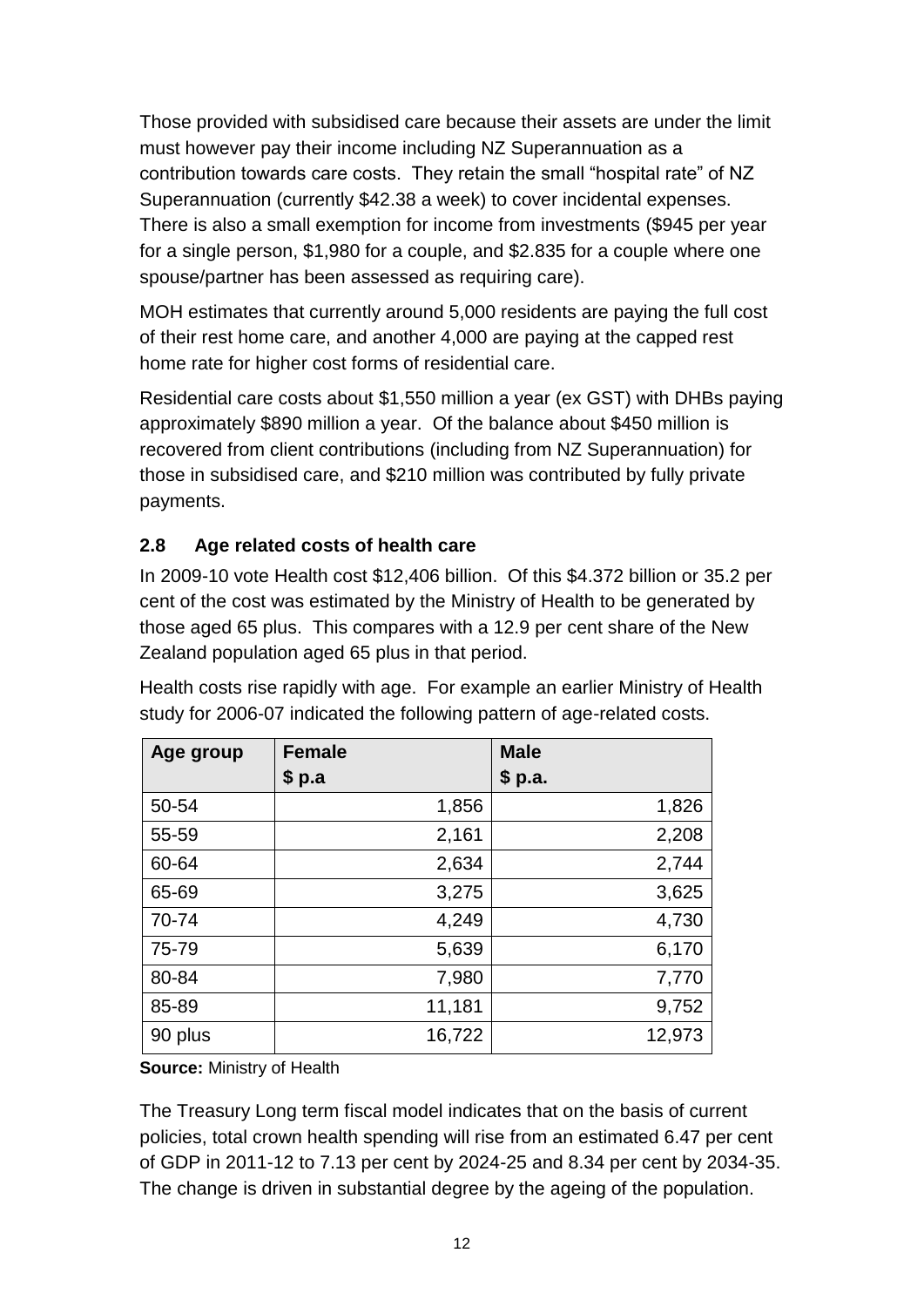Those provided with subsidised care because their assets are under the limit must however pay their income including NZ Superannuation as a contribution towards care costs. They retain the small "hospital rate" of NZ Superannuation (currently $42.38 a week) to cover incidental expenses. There is also a small exemption for income from investments ($945 per year for a single person, $1,980 for a couple, and $2.835 for a couple where one spouse/partner has been assessed as requiring care).

MOH estimates that currently around 5,000 residents are paying the full cost of their rest home care, and another 4,000 are paying at the capped rest home rate for higher cost forms of residential care.

Residential care costs about $1,550 million a year (ex GST) with DHBs paying approximately $890 million a year. Of the balance about $450 million is recovered from client contributions (including from NZ Superannuation) for those in subsidised care, and $210 million was contributed by fully private payments.

### 2.8 Age related costs of health care

In 2009-10 vote Health cost $12,406 billion. Of this $4.372 billion or 35.2 per cent of the cost was estimated by the Ministry of Health to be generated by those aged 65 plus. This compares with a 12.9 per cent share of the New Zealand population aged 65 plus in that period.

Health costs rise rapidly with age. For example an earlier Ministry of Health study for 2006-07 indicated the following pattern of age-related costs.

| Age group | Female $ p.a | Male $ p.a. |
|---|---:|---:|
| 50-54 | 1,856 | 1,826 |
| 55-59 | 2,161 | 2,208 |
| 60-64 | 2,634 | 2,744 |
| 65-69 | 3,275 | 3,625 |
| 70-74 | 4,249 | 4,730 |
| 75-79 | 5,639 | 6,170 |
| 80-84 | 7,980 | 7,770 |
| 85-89 | 11,181 | 9,752 |
| 90 plus | 16,722 | 12,973 |

**Source:** Ministry of Health

The Treasury Long term fiscal model indicates that on the basis of current policies, total crown health spending will rise from an estimated 6.47 per cent of GDP in 2011-12 to 7.13 per cent by 2024-25 and 8.34 per cent by 2034-35. The change is driven in substantial degree by the ageing of the population.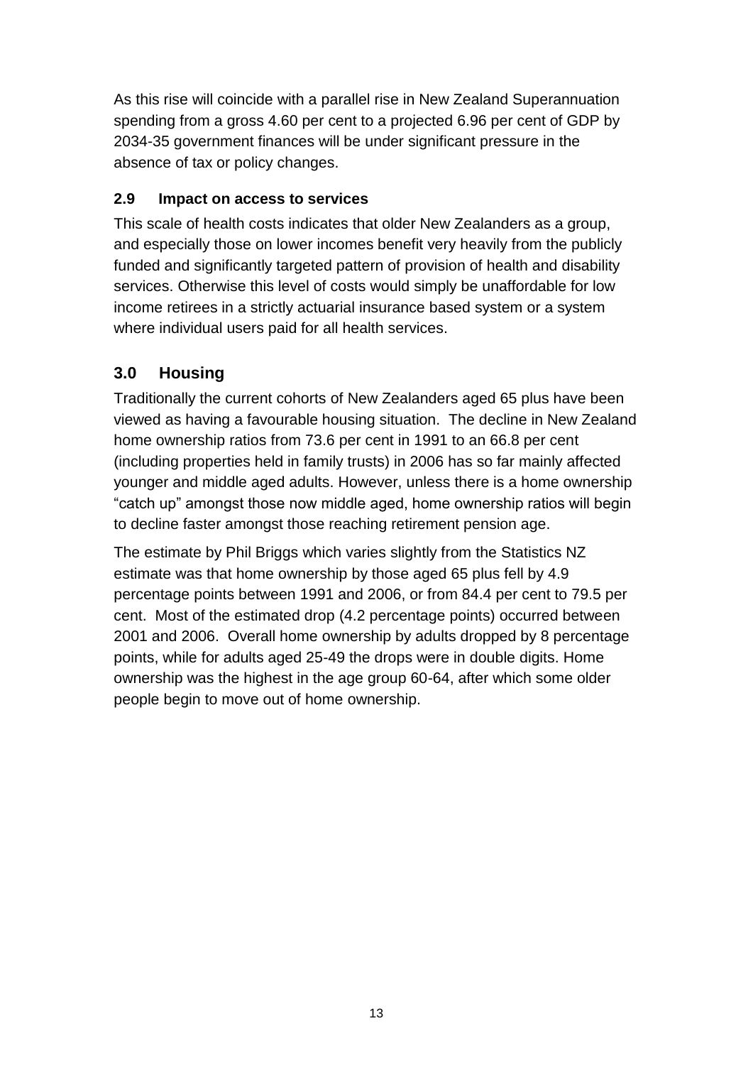As this rise will coincide with a parallel rise in New Zealand Superannuation spending from a gross 4.60 per cent to a projected 6.96 per cent of GDP by 2034-35 government finances will be under significant pressure in the absence of tax or policy changes.

### 2.9 Impact on access to services

This scale of health costs indicates that older New Zealanders as a group, and especially those on lower incomes benefit very heavily from the publicly funded and significantly targeted pattern of provision of health and disability services. Otherwise this level of costs would simply be unaffordable for low income retirees in a strictly actuarial insurance based system or a system where individual users paid for all health services.

## 3.0 Housing

Traditionally the current cohorts of New Zealanders aged 65 plus have been viewed as having a favourable housing situation. The decline in New Zealand home ownership ratios from 73.6 per cent in 1991 to an 66.8 per cent (including properties held in family trusts) in 2006 has so far mainly affected younger and middle aged adults. However, unless there is a home ownership “catch up” amongst those now middle aged, home ownership ratios will begin to decline faster amongst those reaching retirement pension age.

The estimate by Phil Briggs which varies slightly from the Statistics NZ estimate was that home ownership by those aged 65 plus fell by 4.9 percentage points between 1991 and 2006, or from 84.4 per cent to 79.5 per cent. Most of the estimated drop (4.2 percentage points) occurred between 2001 and 2006. Overall home ownership by adults dropped by 8 percentage points, while for adults aged 25-49 the drops were in double digits. Home ownership was the highest in the age group 60-64, after which some older people begin to move out of home ownership.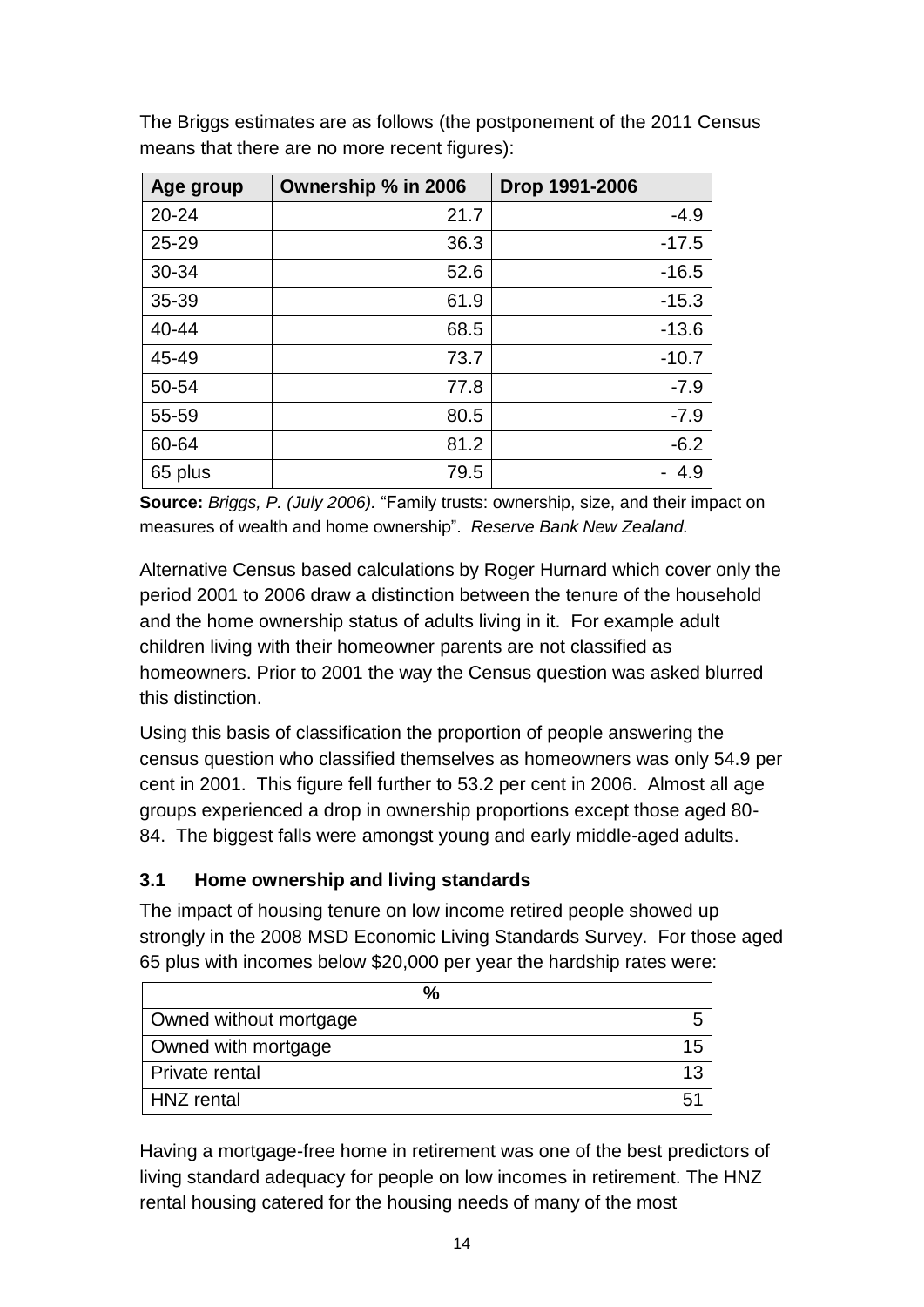The Briggs estimates are as follows (the postponement of the 2011 Census means that there are no more recent figures):

| Age group | Ownership % in 2006 | Drop 1991-2006 |
|---|---|---|
| 20-24 | 21.7 | -4.9 |
| 25-29 | 36.3 | -17.5 |
| 30-34 | 52.6 | -16.5 |
| 35-39 | 61.9 | -15.3 |
| 40-44 | 68.5 | -13.6 |
| 45-49 | 73.7 | -10.7 |
| 50-54 | 77.8 | -7.9 |
| 55-59 | 80.5 | -7.9 |
| 60-64 | 81.2 | -6.2 |
| 65 plus | 79.5 | - 4.9 |

**Source:** *Briggs, P. (July 2006).* "Family trusts: ownership, size, and their impact on measures of wealth and home ownership". *Reserve Bank New Zealand.*

Alternative Census based calculations by Roger Hurnard which cover only the period 2001 to 2006 draw a distinction between the tenure of the household and the home ownership status of adults living in it. For example adult children living with their homeowner parents are not classified as homeowners. Prior to 2001 the way the Census question was asked blurred this distinction.

Using this basis of classification the proportion of people answering the census question who classified themselves as homeowners was only 54.9 per cent in 2001. This figure fell further to 53.2 per cent in 2006. Almost all age groups experienced a drop in ownership proportions except those aged 80-84. The biggest falls were amongst young and early middle-aged adults.

### 3.1 Home ownership and living standards

The impact of housing tenure on low income retired people showed up strongly in the 2008 MSD Economic Living Standards Survey. For those aged 65 plus with incomes below $20,000 per year the hardship rates were:

| | % |
|---|---|
| Owned without mortgage | 5 |
| Owned with mortgage | 15 |
| Private rental | 13 |
| HNZ rental | 51 |

Having a mortgage-free home in retirement was one of the best predictors of living standard adequacy for people on low incomes in retirement. The HNZ rental housing catered for the housing needs of many of the most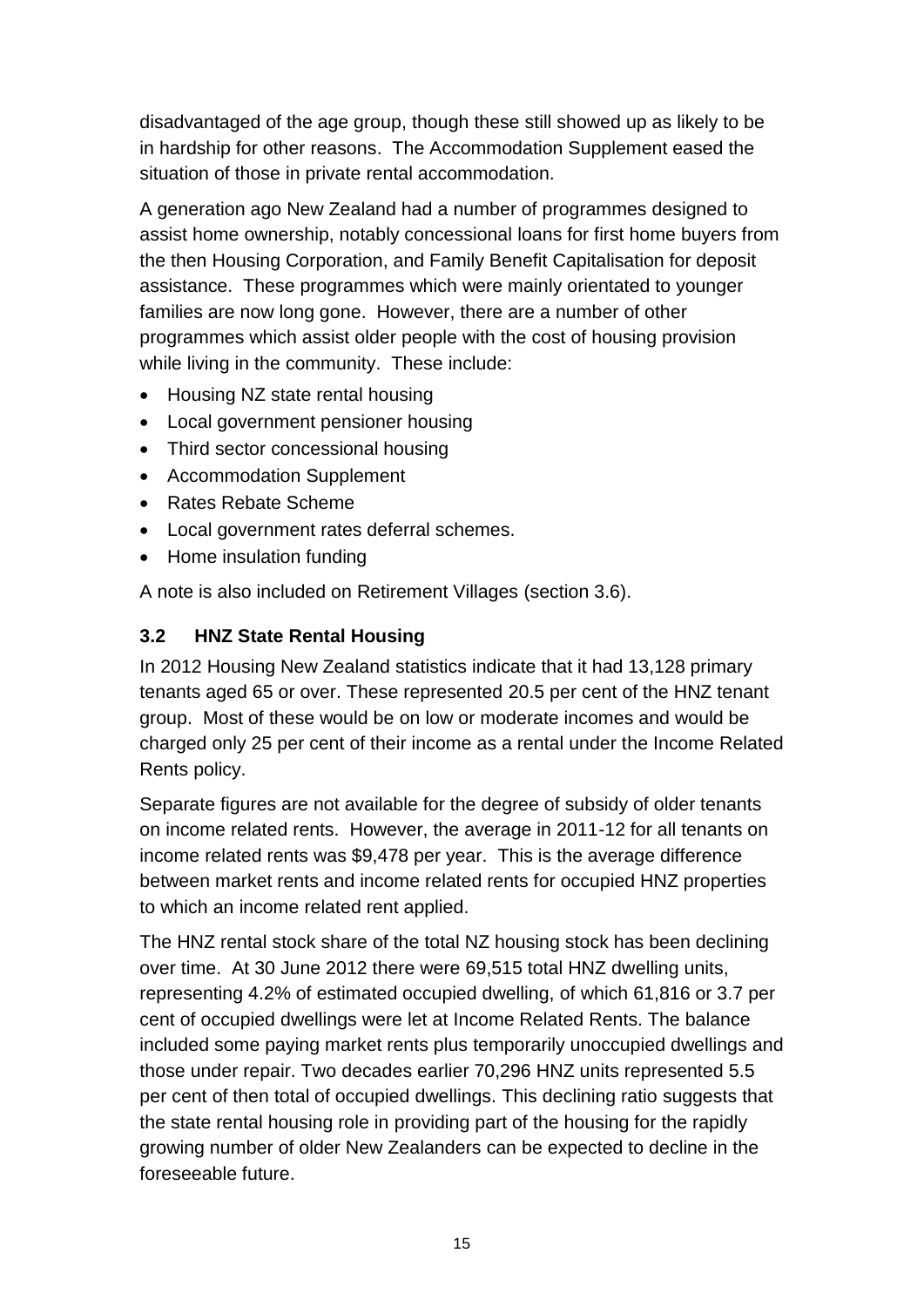disadvantaged of the age group, though these still showed up as likely to be in hardship for other reasons. The Accommodation Supplement eased the situation of those in private rental accommodation.

A generation ago New Zealand had a number of programmes designed to assist home ownership, notably concessional loans for first home buyers from the then Housing Corporation, and Family Benefit Capitalisation for deposit assistance. These programmes which were mainly orientated to younger families are now long gone. However, there are a number of other programmes which assist older people with the cost of housing provision while living in the community. These include:

- Housing NZ state rental housing
- Local government pensioner housing
- Third sector concessional housing
- Accommodation Supplement
- Rates Rebate Scheme
- Local government rates deferral schemes.
- Home insulation funding

A note is also included on Retirement Villages (section 3.6).

### 3.2 HNZ State Rental Housing

In 2012 Housing New Zealand statistics indicate that it had 13,128 primary tenants aged 65 or over. These represented 20.5 per cent of the HNZ tenant group. Most of these would be on low or moderate incomes and would be charged only 25 per cent of their income as a rental under the Income Related Rents policy.

Separate figures are not available for the degree of subsidy of older tenants on income related rents. However, the average in 2011-12 for all tenants on income related rents was $9,478 per year. This is the average difference between market rents and income related rents for occupied HNZ properties to which an income related rent applied.

The HNZ rental stock share of the total NZ housing stock has been declining over time. At 30 June 2012 there were 69,515 total HNZ dwelling units, representing 4.2% of estimated occupied dwelling, of which 61,816 or 3.7 per cent of occupied dwellings were let at Income Related Rents. The balance included some paying market rents plus temporarily unoccupied dwellings and those under repair. Two decades earlier 70,296 HNZ units represented 5.5 per cent of then total of occupied dwellings. This declining ratio suggests that the state rental housing role in providing part of the housing for the rapidly growing number of older New Zealanders can be expected to decline in the foreseeable future.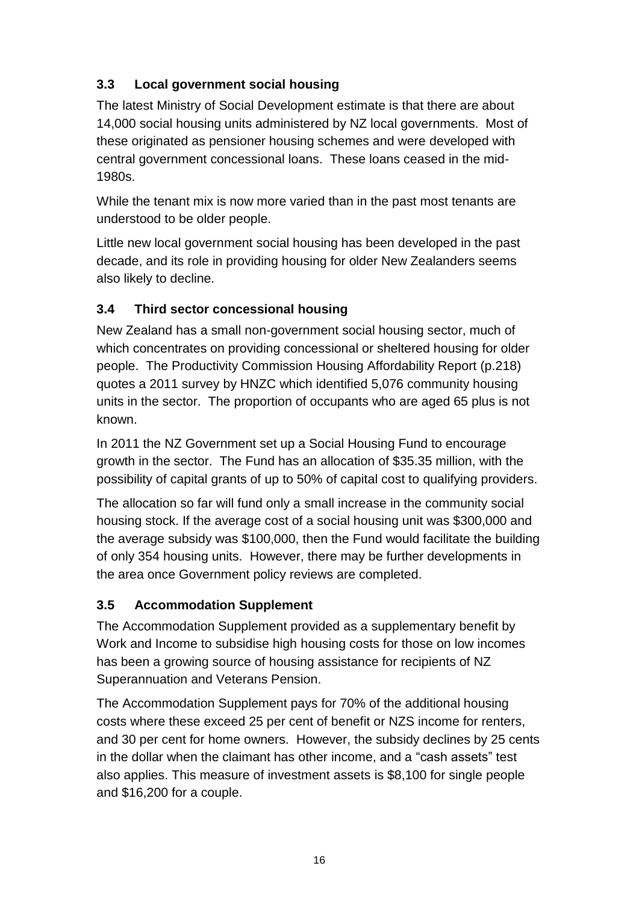### 3.3 Local government social housing

The latest Ministry of Social Development estimate is that there are about 14,000 social housing units administered by NZ local governments. Most of these originated as pensioner housing schemes and were developed with central government concessional loans. These loans ceased in the mid-1980s.

While the tenant mix is now more varied than in the past most tenants are understood to be older people.

Little new local government social housing has been developed in the past decade, and its role in providing housing for older New Zealanders seems also likely to decline.

### 3.4 Third sector concessional housing

New Zealand has a small non-government social housing sector, much of which concentrates on providing concessional or sheltered housing for older people. The Productivity Commission Housing Affordability Report (p.218) quotes a 2011 survey by HNZC which identified 5,076 community housing units in the sector. The proportion of occupants who are aged 65 plus is not known.

In 2011 the NZ Government set up a Social Housing Fund to encourage growth in the sector. The Fund has an allocation of $35.35 million, with the possibility of capital grants of up to 50% of capital cost to qualifying providers.

The allocation so far will fund only a small increase in the community social housing stock. If the average cost of a social housing unit was $300,000 and the average subsidy was $100,000, then the Fund would facilitate the building of only 354 housing units. However, there may be further developments in the area once Government policy reviews are completed.

### 3.5 Accommodation Supplement

The Accommodation Supplement provided as a supplementary benefit by Work and Income to subsidise high housing costs for those on low incomes has been a growing source of housing assistance for recipients of NZ Superannuation and Veterans Pension.

The Accommodation Supplement pays for 70% of the additional housing costs where these exceed 25 per cent of benefit or NZS income for renters, and 30 per cent for home owners. However, the subsidy declines by 25 cents in the dollar when the claimant has other income, and a "cash assets" test also applies. This measure of investment assets is $8,100 for single people and $16,200 for a couple.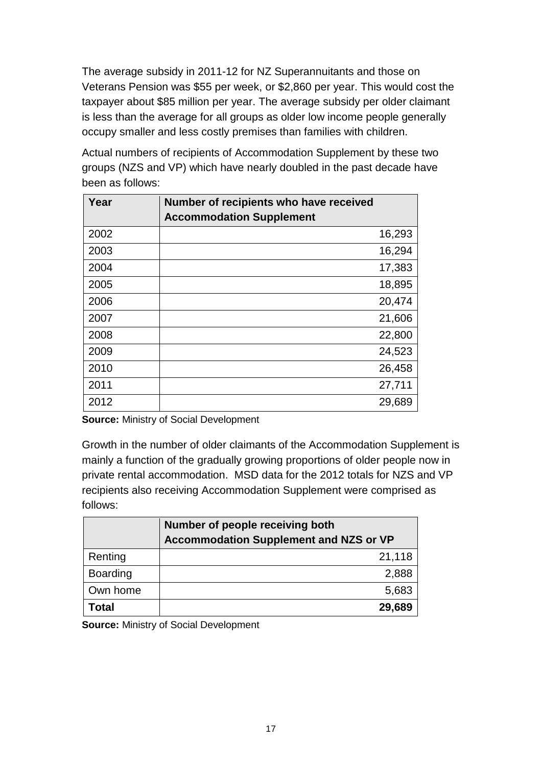The average subsidy in 2011-12 for NZ Superannuitants and those on Veterans Pension was $55 per week, or $2,860 per year. This would cost the taxpayer about $85 million per year. The average subsidy per older claimant is less than the average for all groups as older low income people generally occupy smaller and less costly premises than families with children.

Actual numbers of recipients of Accommodation Supplement by these two groups (NZS and VP) which have nearly doubled in the past decade have been as follows:

| Year | Number of recipients who have received Accommodation Supplement |
|---|---:|
| 2002 | 16,293 |
| 2003 | 16,294 |
| 2004 | 17,383 |
| 2005 | 18,895 |
| 2006 | 20,474 |
| 2007 | 21,606 |
| 2008 | 22,800 |
| 2009 | 24,523 |
| 2010 | 26,458 |
| 2011 | 27,711 |
| 2012 | 29,689 |

**Source:** Ministry of Social Development

Growth in the number of older claimants of the Accommodation Supplement is mainly a function of the gradually growing proportions of older people now in private rental accommodation. MSD data for the 2012 totals for NZS and VP recipients also receiving Accommodation Supplement were comprised as follows:

| | Number of people receiving both Accommodation Supplement and NZS or VP |
|---|---:|
| Renting | 21,118 |
| Boarding | 2,888 |
| Own home | 5,683 |
| **Total** | **29,689** |

**Source:** Ministry of Social Development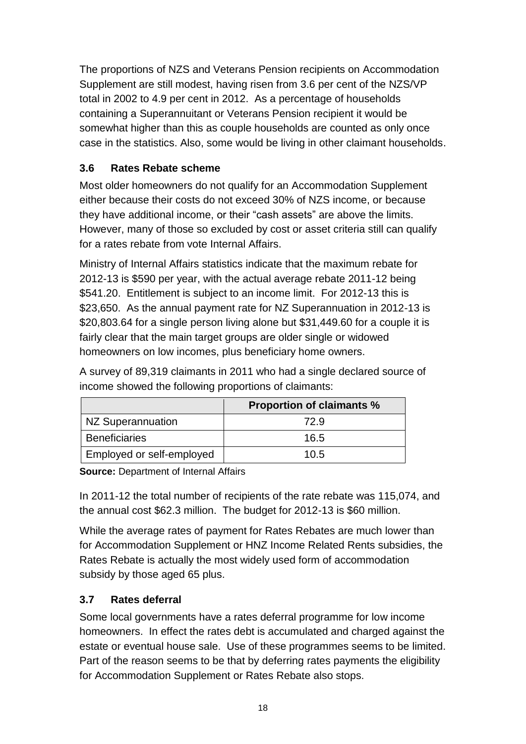The proportions of NZS and Veterans Pension recipients on Accommodation Supplement are still modest, having risen from 3.6 per cent of the NZS/VP total in 2002 to 4.9 per cent in 2012. As a percentage of households containing a Superannuitant or Veterans Pension recipient it would be somewhat higher than this as couple households are counted as only once case in the statistics. Also, some would be living in other claimant households.

### 3.6 Rates Rebate scheme

Most older homeowners do not qualify for an Accommodation Supplement either because their costs do not exceed 30% of NZS income, or because they have additional income, or their "cash assets" are above the limits. However, many of those so excluded by cost or asset criteria still can qualify for a rates rebate from vote Internal Affairs.

Ministry of Internal Affairs statistics indicate that the maximum rebate for 2012-13 is $590 per year, with the actual average rebate 2011-12 being $541.20. Entitlement is subject to an income limit. For 2012-13 this is $23,650. As the annual payment rate for NZ Superannuation in 2012-13 is $20,803.64 for a single person living alone but $31,449.60 for a couple it is fairly clear that the main target groups are older single or widowed homeowners on low incomes, plus beneficiary home owners.

A survey of 89,319 claimants in 2011 who had a single declared source of income showed the following proportions of claimants:

| | Proportion of claimants % |
|---|---|
| NZ Superannuation | 72.9 |
| Beneficiaries | 16.5 |
| Employed or self-employed | 10.5 |

**Source:** Department of Internal Affairs

In 2011-12 the total number of recipients of the rate rebate was 115,074, and the annual cost $62.3 million. The budget for 2012-13 is $60 million.

While the average rates of payment for Rates Rebates are much lower than for Accommodation Supplement or HNZ Income Related Rents subsidies, the Rates Rebate is actually the most widely used form of accommodation subsidy by those aged 65 plus.

### 3.7 Rates deferral

Some local governments have a rates deferral programme for low income homeowners. In effect the rates debt is accumulated and charged against the estate or eventual house sale. Use of these programmes seems to be limited. Part of the reason seems to be that by deferring rates payments the eligibility for Accommodation Supplement or Rates Rebate also stops.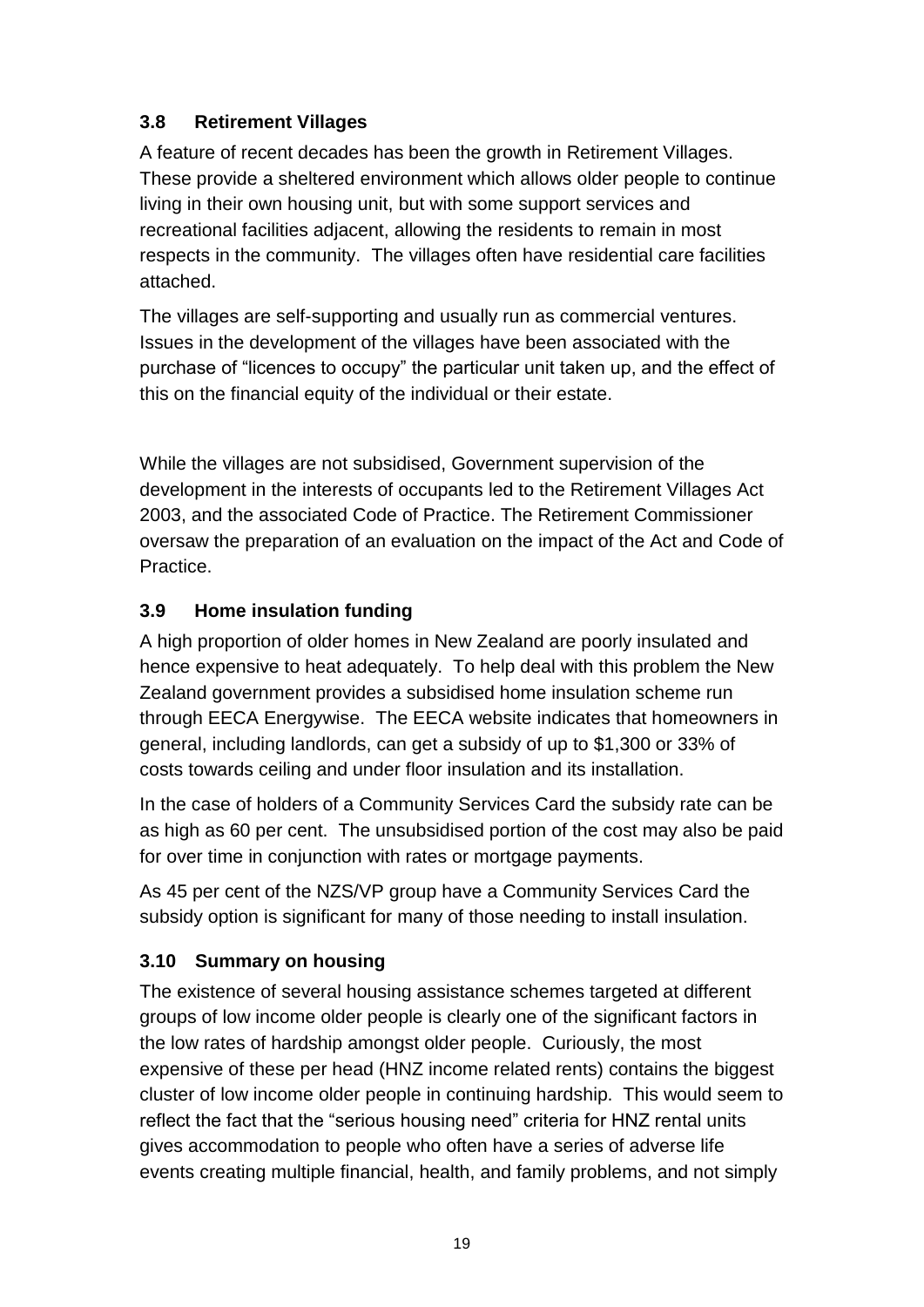### 3.8 Retirement Villages

A feature of recent decades has been the growth in Retirement Villages. These provide a sheltered environment which allows older people to continue living in their own housing unit, but with some support services and recreational facilities adjacent, allowing the residents to remain in most respects in the community. The villages often have residential care facilities attached.

The villages are self-supporting and usually run as commercial ventures. Issues in the development of the villages have been associated with the purchase of "licences to occupy" the particular unit taken up, and the effect of this on the financial equity of the individual or their estate.

While the villages are not subsidised, Government supervision of the development in the interests of occupants led to the Retirement Villages Act 2003, and the associated Code of Practice. The Retirement Commissioner oversaw the preparation of an evaluation on the impact of the Act and Code of Practice.

### 3.9 Home insulation funding

A high proportion of older homes in New Zealand are poorly insulated and hence expensive to heat adequately. To help deal with this problem the New Zealand government provides a subsidised home insulation scheme run through EECA Energywise. The EECA website indicates that homeowners in general, including landlords, can get a subsidy of up to $1,300 or 33% of costs towards ceiling and under floor insulation and its installation.

In the case of holders of a Community Services Card the subsidy rate can be as high as 60 per cent. The unsubsidised portion of the cost may also be paid for over time in conjunction with rates or mortgage payments.

As 45 per cent of the NZS/VP group have a Community Services Card the subsidy option is significant for many of those needing to install insulation.

### 3.10 Summary on housing

The existence of several housing assistance schemes targeted at different groups of low income older people is clearly one of the significant factors in the low rates of hardship amongst older people. Curiously, the most expensive of these per head (HNZ income related rents) contains the biggest cluster of low income older people in continuing hardship. This would seem to reflect the fact that the "serious housing need" criteria for HNZ rental units gives accommodation to people who often have a series of adverse life events creating multiple financial, health, and family problems, and not simply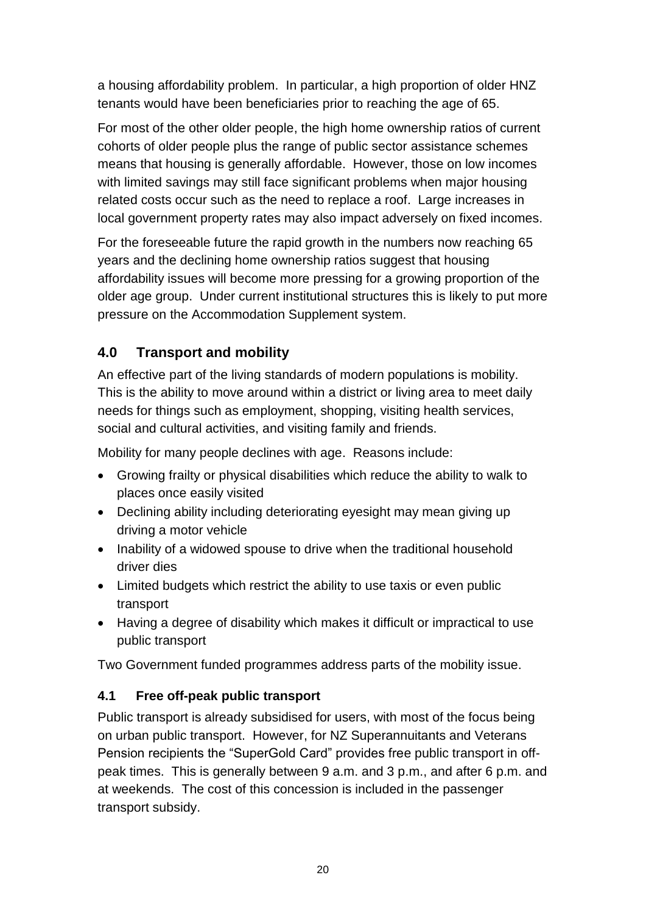a housing affordability problem. In particular, a high proportion of older HNZ tenants would have been beneficiaries prior to reaching the age of 65.

For most of the other older people, the high home ownership ratios of current cohorts of older people plus the range of public sector assistance schemes means that housing is generally affordable. However, those on low incomes with limited savings may still face significant problems when major housing related costs occur such as the need to replace a roof. Large increases in local government property rates may also impact adversely on fixed incomes.

For the foreseeable future the rapid growth in the numbers now reaching 65 years and the declining home ownership ratios suggest that housing affordability issues will become more pressing for a growing proportion of the older age group. Under current institutional structures this is likely to put more pressure on the Accommodation Supplement system.

## 4.0 Transport and mobility

An effective part of the living standards of modern populations is mobility. This is the ability to move around within a district or living area to meet daily needs for things such as employment, shopping, visiting health services, social and cultural activities, and visiting family and friends.

Mobility for many people declines with age. Reasons include:

- Growing frailty or physical disabilities which reduce the ability to walk to places once easily visited
- Declining ability including deteriorating eyesight may mean giving up driving a motor vehicle
- Inability of a widowed spouse to drive when the traditional household driver dies
- Limited budgets which restrict the ability to use taxis or even public transport
- Having a degree of disability which makes it difficult or impractical to use public transport

Two Government funded programmes address parts of the mobility issue.

### 4.1 Free off-peak public transport

Public transport is already subsidised for users, with most of the focus being on urban public transport. However, for NZ Superannuitants and Veterans Pension recipients the "SuperGold Card" provides free public transport in off-peak times. This is generally between 9 a.m. and 3 p.m., and after 6 p.m. and at weekends. The cost of this concession is included in the passenger transport subsidy.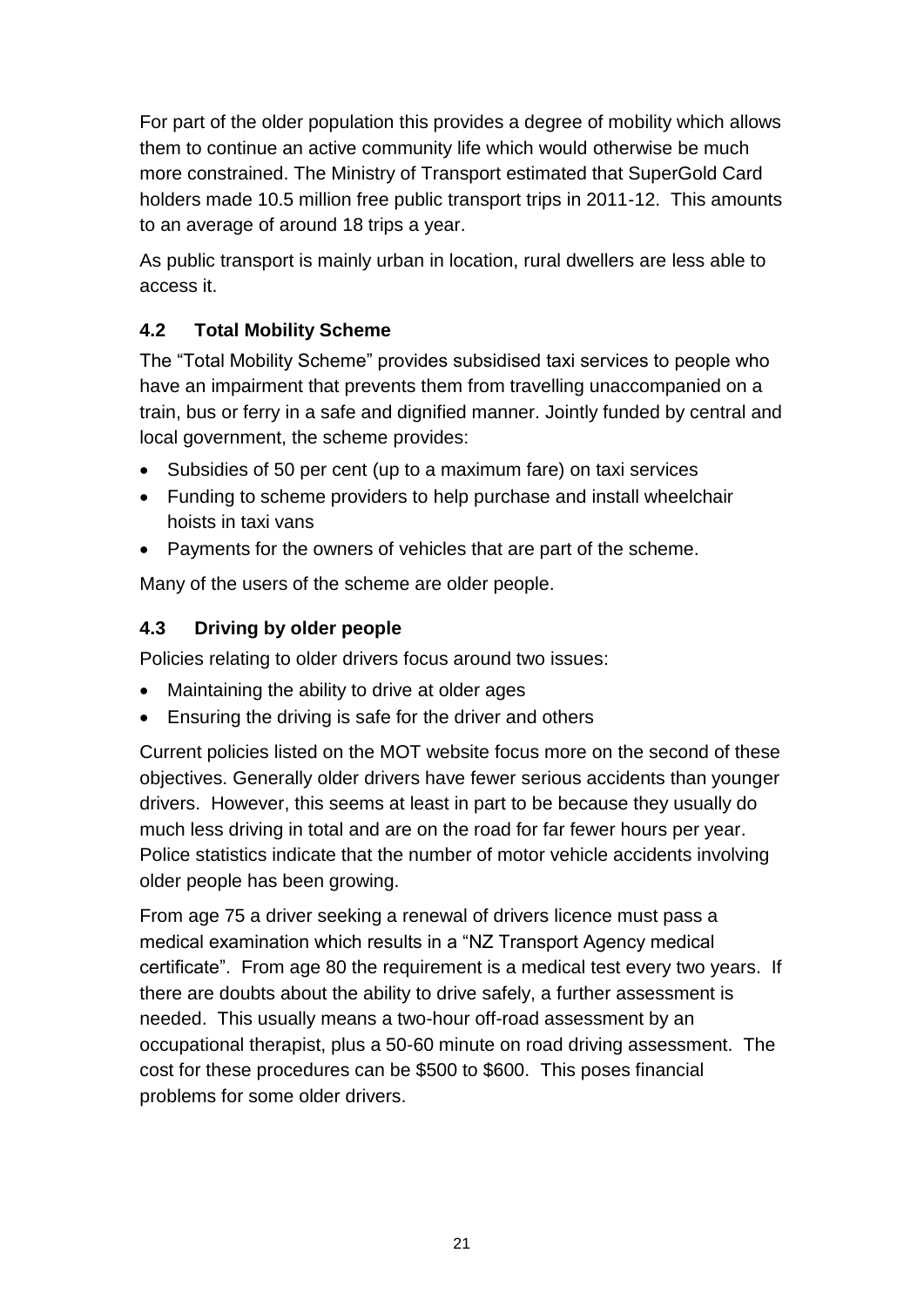For part of the older population this provides a degree of mobility which allows them to continue an active community life which would otherwise be much more constrained. The Ministry of Transport estimated that SuperGold Card holders made 10.5 million free public transport trips in 2011-12. This amounts to an average of around 18 trips a year.

As public transport is mainly urban in location, rural dwellers are less able to access it.

### 4.2 Total Mobility Scheme

The "Total Mobility Scheme" provides subsidised taxi services to people who have an impairment that prevents them from travelling unaccompanied on a train, bus or ferry in a safe and dignified manner. Jointly funded by central and local government, the scheme provides:

- Subsidies of 50 per cent (up to a maximum fare) on taxi services
- Funding to scheme providers to help purchase and install wheelchair hoists in taxi vans
- Payments for the owners of vehicles that are part of the scheme.

Many of the users of the scheme are older people.

### 4.3 Driving by older people

Policies relating to older drivers focus around two issues:

- Maintaining the ability to drive at older ages
- Ensuring the driving is safe for the driver and others

Current policies listed on the MOT website focus more on the second of these objectives. Generally older drivers have fewer serious accidents than younger drivers. However, this seems at least in part to be because they usually do much less driving in total and are on the road for far fewer hours per year. Police statistics indicate that the number of motor vehicle accidents involving older people has been growing.

From age 75 a driver seeking a renewal of drivers licence must pass a medical examination which results in a "NZ Transport Agency medical certificate". From age 80 the requirement is a medical test every two years. If there are doubts about the ability to drive safely, a further assessment is needed. This usually means a two-hour off-road assessment by an occupational therapist, plus a 50-60 minute on road driving assessment. The cost for these procedures can be $500 to $600. This poses financial problems for some older drivers.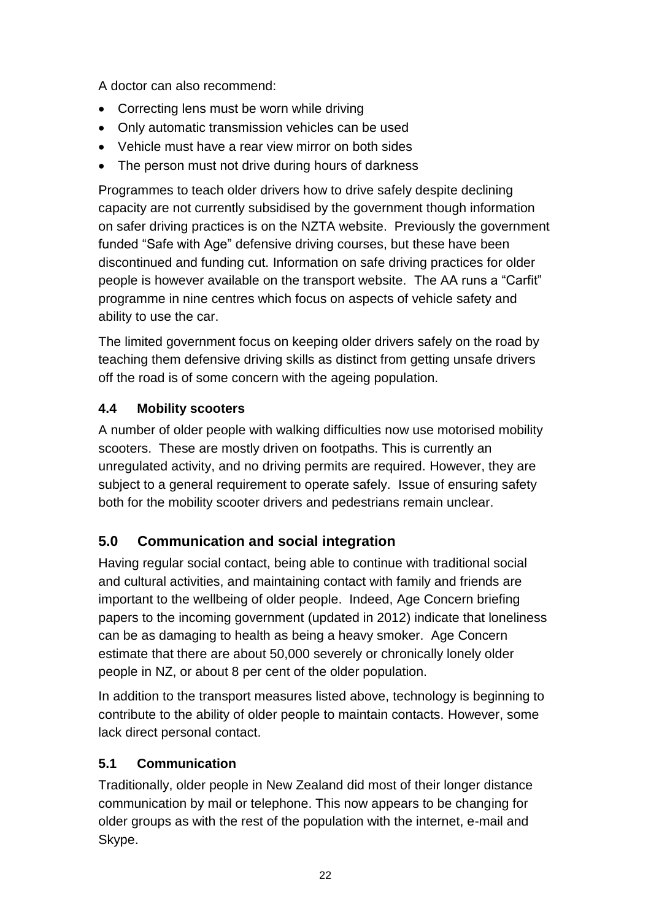A doctor can also recommend:

- Correcting lens must be worn while driving
- Only automatic transmission vehicles can be used
- Vehicle must have a rear view mirror on both sides
- The person must not drive during hours of darkness

Programmes to teach older drivers how to drive safely despite declining capacity are not currently subsidised by the government though information on safer driving practices is on the NZTA website. Previously the government funded "Safe with Age" defensive driving courses, but these have been discontinued and funding cut. Information on safe driving practices for older people is however available on the transport website. The AA runs a "Carfit" programme in nine centres which focus on aspects of vehicle safety and ability to use the car.

The limited government focus on keeping older drivers safely on the road by teaching them defensive driving skills as distinct from getting unsafe drivers off the road is of some concern with the ageing population.

### 4.4 Mobility scooters

A number of older people with walking difficulties now use motorised mobility scooters. These are mostly driven on footpaths. This is currently an unregulated activity, and no driving permits are required. However, they are subject to a general requirement to operate safely. Issue of ensuring safety both for the mobility scooter drivers and pedestrians remain unclear.

## 5.0 Communication and social integration

Having regular social contact, being able to continue with traditional social and cultural activities, and maintaining contact with family and friends are important to the wellbeing of older people. Indeed, Age Concern briefing papers to the incoming government (updated in 2012) indicate that loneliness can be as damaging to health as being a heavy smoker. Age Concern estimate that there are about 50,000 severely or chronically lonely older people in NZ, or about 8 per cent of the older population.

In addition to the transport measures listed above, technology is beginning to contribute to the ability of older people to maintain contacts. However, some lack direct personal contact.

### 5.1 Communication

Traditionally, older people in New Zealand did most of their longer distance communication by mail or telephone. This now appears to be changing for older groups as with the rest of the population with the internet, e-mail and Skype.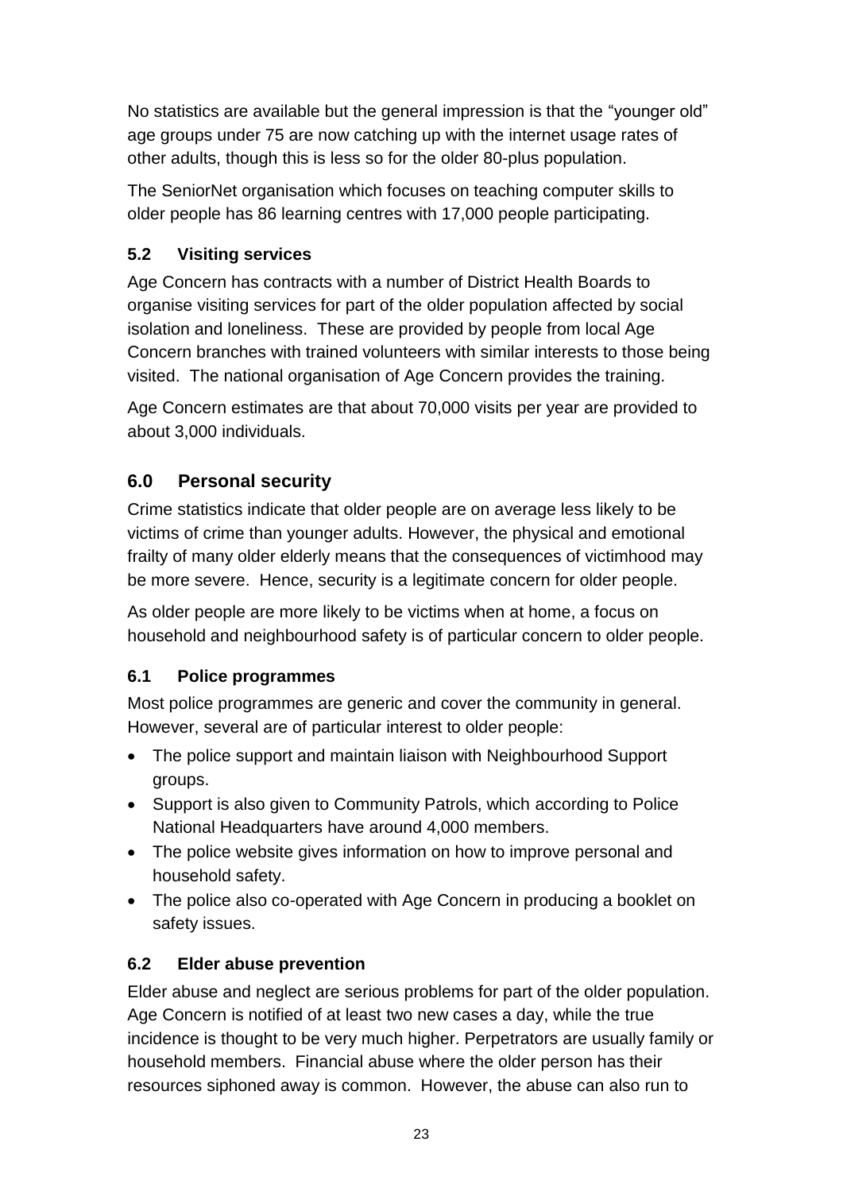No statistics are available but the general impression is that the "younger old" age groups under 75 are now catching up with the internet usage rates of other adults, though this is less so for the older 80-plus population.

The SeniorNet organisation which focuses on teaching computer skills to older people has 86 learning centres with 17,000 people participating.

### 5.2 Visiting services

Age Concern has contracts with a number of District Health Boards to organise visiting services for part of the older population affected by social isolation and loneliness. These are provided by people from local Age Concern branches with trained volunteers with similar interests to those being visited. The national organisation of Age Concern provides the training.

Age Concern estimates are that about 70,000 visits per year are provided to about 3,000 individuals.

## 6.0 Personal security

Crime statistics indicate that older people are on average less likely to be victims of crime than younger adults. However, the physical and emotional frailty of many older elderly means that the consequences of victimhood may be more severe. Hence, security is a legitimate concern for older people.

As older people are more likely to be victims when at home, a focus on household and neighbourhood safety is of particular concern to older people.

### 6.1 Police programmes

Most police programmes are generic and cover the community in general. However, several are of particular interest to older people:

- The police support and maintain liaison with Neighbourhood Support groups.
- Support is also given to Community Patrols, which according to Police National Headquarters have around 4,000 members.
- The police website gives information on how to improve personal and household safety.
- The police also co-operated with Age Concern in producing a booklet on safety issues.

### 6.2 Elder abuse prevention

Elder abuse and neglect are serious problems for part of the older population. Age Concern is notified of at least two new cases a day, while the true incidence is thought to be very much higher. Perpetrators are usually family or household members. Financial abuse where the older person has their resources siphoned away is common. However, the abuse can also run to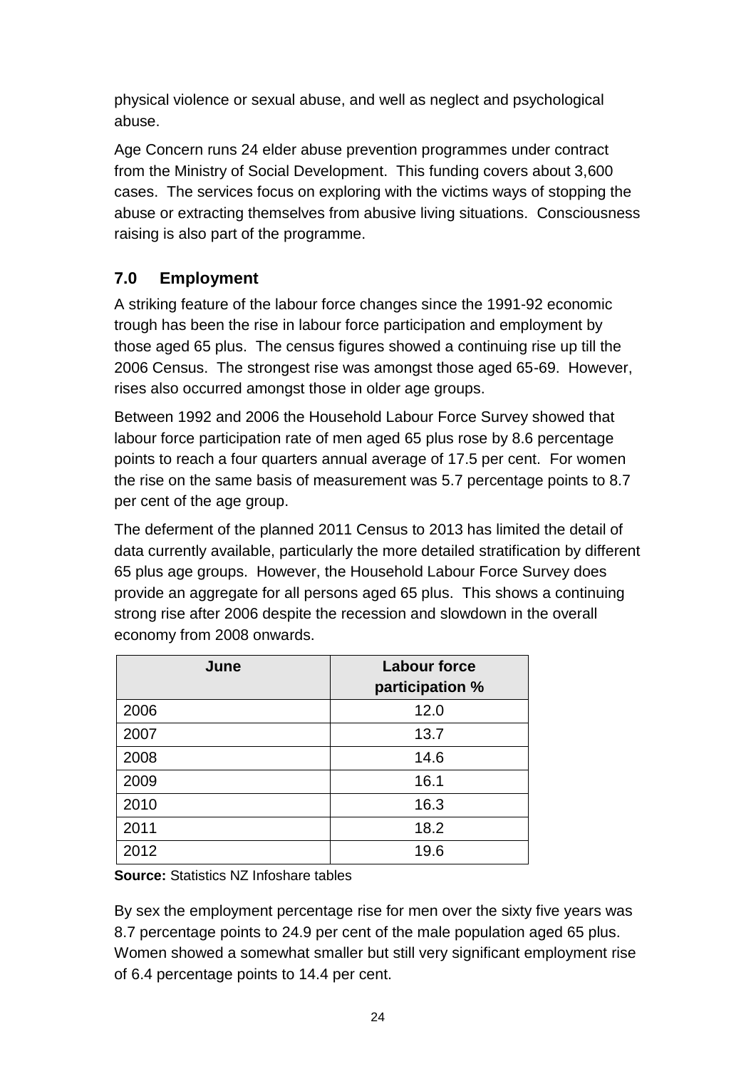physical violence or sexual abuse, and well as neglect and psychological abuse.

Age Concern runs 24 elder abuse prevention programmes under contract from the Ministry of Social Development. This funding covers about 3,600 cases. The services focus on exploring with the victims ways of stopping the abuse or extracting themselves from abusive living situations. Consciousness raising is also part of the programme.

## 7.0 Employment

A striking feature of the labour force changes since the 1991-92 economic trough has been the rise in labour force participation and employment by those aged 65 plus. The census figures showed a continuing rise up till the 2006 Census. The strongest rise was amongst those aged 65-69. However, rises also occurred amongst those in older age groups.

Between 1992 and 2006 the Household Labour Force Survey showed that labour force participation rate of men aged 65 plus rose by 8.6 percentage points to reach a four quarters annual average of 17.5 per cent. For women the rise on the same basis of measurement was 5.7 percentage points to 8.7 per cent of the age group.

The deferment of the planned 2011 Census to 2013 has limited the detail of data currently available, particularly the more detailed stratification by different 65 plus age groups. However, the Household Labour Force Survey does provide an aggregate for all persons aged 65 plus. This shows a continuing strong rise after 2006 despite the recession and slowdown in the overall economy from 2008 onwards.

| June | Labour force participation % |
|---|---|
| 2006 | 12.0 |
| 2007 | 13.7 |
| 2008 | 14.6 |
| 2009 | 16.1 |
| 2010 | 16.3 |
| 2011 | 18.2 |
| 2012 | 19.6 |

**Source:** Statistics NZ Infoshare tables

By sex the employment percentage rise for men over the sixty five years was 8.7 percentage points to 24.9 per cent of the male population aged 65 plus. Women showed a somewhat smaller but still very significant employment rise of 6.4 percentage points to 14.4 per cent.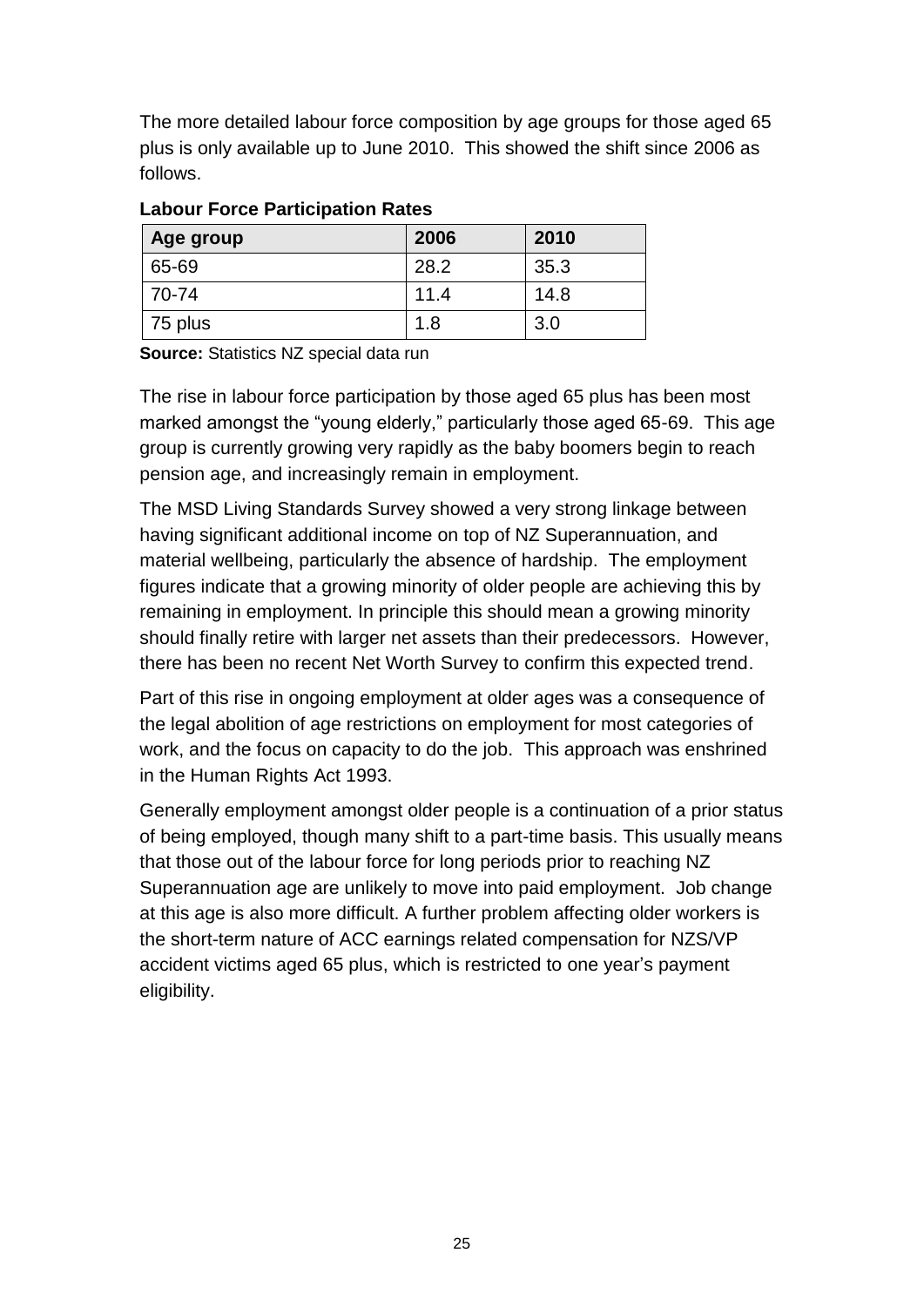The more detailed labour force composition by age groups for those aged 65 plus is only available up to June 2010. This showed the shift since 2006 as follows.

**Labour Force Participation Rates**

| Age group | 2006 | 2010 |
|---|---|---|
| 65-69 | 28.2 | 35.3 |
| 70-74 | 11.4 | 14.8 |
| 75 plus | 1.8 | 3.0 |

**Source:** Statistics NZ special data run

The rise in labour force participation by those aged 65 plus has been most marked amongst the "young elderly," particularly those aged 65-69. This age group is currently growing very rapidly as the baby boomers begin to reach pension age, and increasingly remain in employment.

The MSD Living Standards Survey showed a very strong linkage between having significant additional income on top of NZ Superannuation, and material wellbeing, particularly the absence of hardship. The employment figures indicate that a growing minority of older people are achieving this by remaining in employment. In principle this should mean a growing minority should finally retire with larger net assets than their predecessors. However, there has been no recent Net Worth Survey to confirm this expected trend.

Part of this rise in ongoing employment at older ages was a consequence of the legal abolition of age restrictions on employment for most categories of work, and the focus on capacity to do the job. This approach was enshrined in the Human Rights Act 1993.

Generally employment amongst older people is a continuation of a prior status of being employed, though many shift to a part-time basis. This usually means that those out of the labour force for long periods prior to reaching NZ Superannuation age are unlikely to move into paid employment. Job change at this age is also more difficult. A further problem affecting older workers is the short-term nature of ACC earnings related compensation for NZS/VP accident victims aged 65 plus, which is restricted to one year's payment eligibility.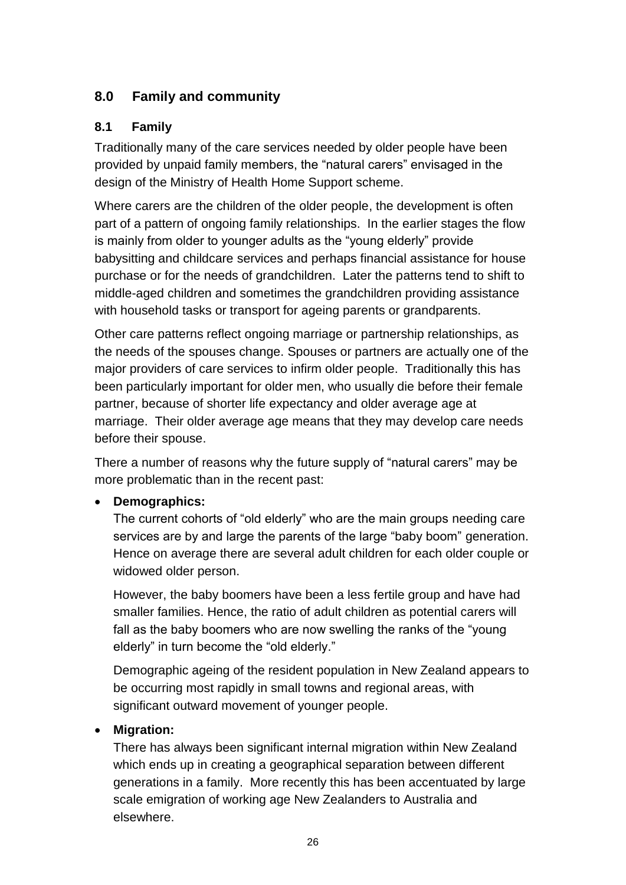## 8.0 Family and community

### 8.1 Family

Traditionally many of the care services needed by older people have been provided by unpaid family members, the "natural carers" envisaged in the design of the Ministry of Health Home Support scheme.

Where carers are the children of the older people, the development is often part of a pattern of ongoing family relationships. In the earlier stages the flow is mainly from older to younger adults as the "young elderly" provide babysitting and childcare services and perhaps financial assistance for house purchase or for the needs of grandchildren. Later the patterns tend to shift to middle-aged children and sometimes the grandchildren providing assistance with household tasks or transport for ageing parents or grandparents.

Other care patterns reflect ongoing marriage or partnership relationships, as the needs of the spouses change. Spouses or partners are actually one of the major providers of care services to infirm older people. Traditionally this has been particularly important for older men, who usually die before their female partner, because of shorter life expectancy and older average age at marriage. Their older average age means that they may develop care needs before their spouse.

There a number of reasons why the future supply of "natural carers" may be more problematic than in the recent past:

- **Demographics:**
  The current cohorts of "old elderly" who are the main groups needing care services are by and large the parents of the large "baby boom" generation. Hence on average there are several adult children for each older couple or widowed older person.

  However, the baby boomers have been a less fertile group and have had smaller families. Hence, the ratio of adult children as potential carers will fall as the baby boomers who are now swelling the ranks of the "young elderly" in turn become the "old elderly."

  Demographic ageing of the resident population in New Zealand appears to be occurring most rapidly in small towns and regional areas, with significant outward movement of younger people.

- **Migration:**
  There has always been significant internal migration within New Zealand which ends up in creating a geographical separation between different generations in a family. More recently this has been accentuated by large scale emigration of working age New Zealanders to Australia and elsewhere.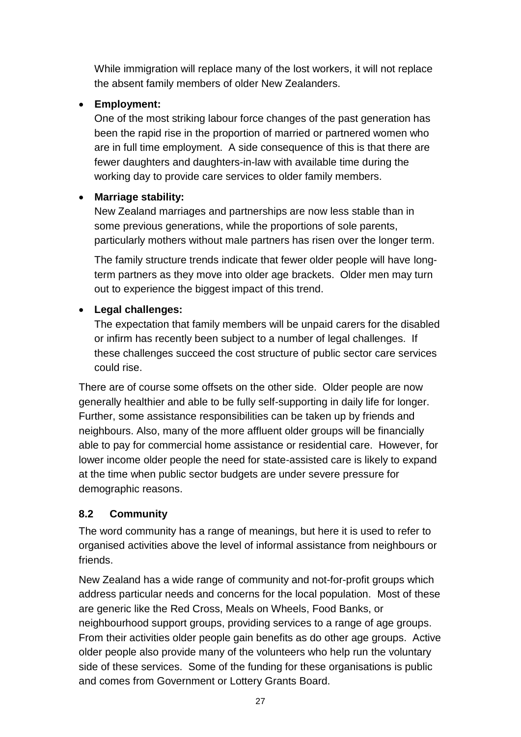While immigration will replace many of the lost workers, it will not replace the absent family members of older New Zealanders.

- **Employment:**
  One of the most striking labour force changes of the past generation has been the rapid rise in the proportion of married or partnered women who are in full time employment. A side consequence of this is that there are fewer daughters and daughters-in-law with available time during the working day to provide care services to older family members.

- **Marriage stability:**
  New Zealand marriages and partnerships are now less stable than in some previous generations, while the proportions of sole parents, particularly mothers without male partners has risen over the longer term.

  The family structure trends indicate that fewer older people will have long-term partners as they move into older age brackets. Older men may turn out to experience the biggest impact of this trend.

- **Legal challenges:**
  The expectation that family members will be unpaid carers for the disabled or infirm has recently been subject to a number of legal challenges. If these challenges succeed the cost structure of public sector care services could rise.

There are of course some offsets on the other side. Older people are now generally healthier and able to be fully self-supporting in daily life for longer. Further, some assistance responsibilities can be taken up by friends and neighbours. Also, many of the more affluent older groups will be financially able to pay for commercial home assistance or residential care. However, for lower income older people the need for state-assisted care is likely to expand at the time when public sector budgets are under severe pressure for demographic reasons.

## 8.2 Community

The word community has a range of meanings, but here it is used to refer to organised activities above the level of informal assistance from neighbours or friends.

New Zealand has a wide range of community and not-for-profit groups which address particular needs and concerns for the local population. Most of these are generic like the Red Cross, Meals on Wheels, Food Banks, or neighbourhood support groups, providing services to a range of age groups. From their activities older people gain benefits as do other age groups. Active older people also provide many of the volunteers who help run the voluntary side of these services. Some of the funding for these organisations is public and comes from Government or Lottery Grants Board.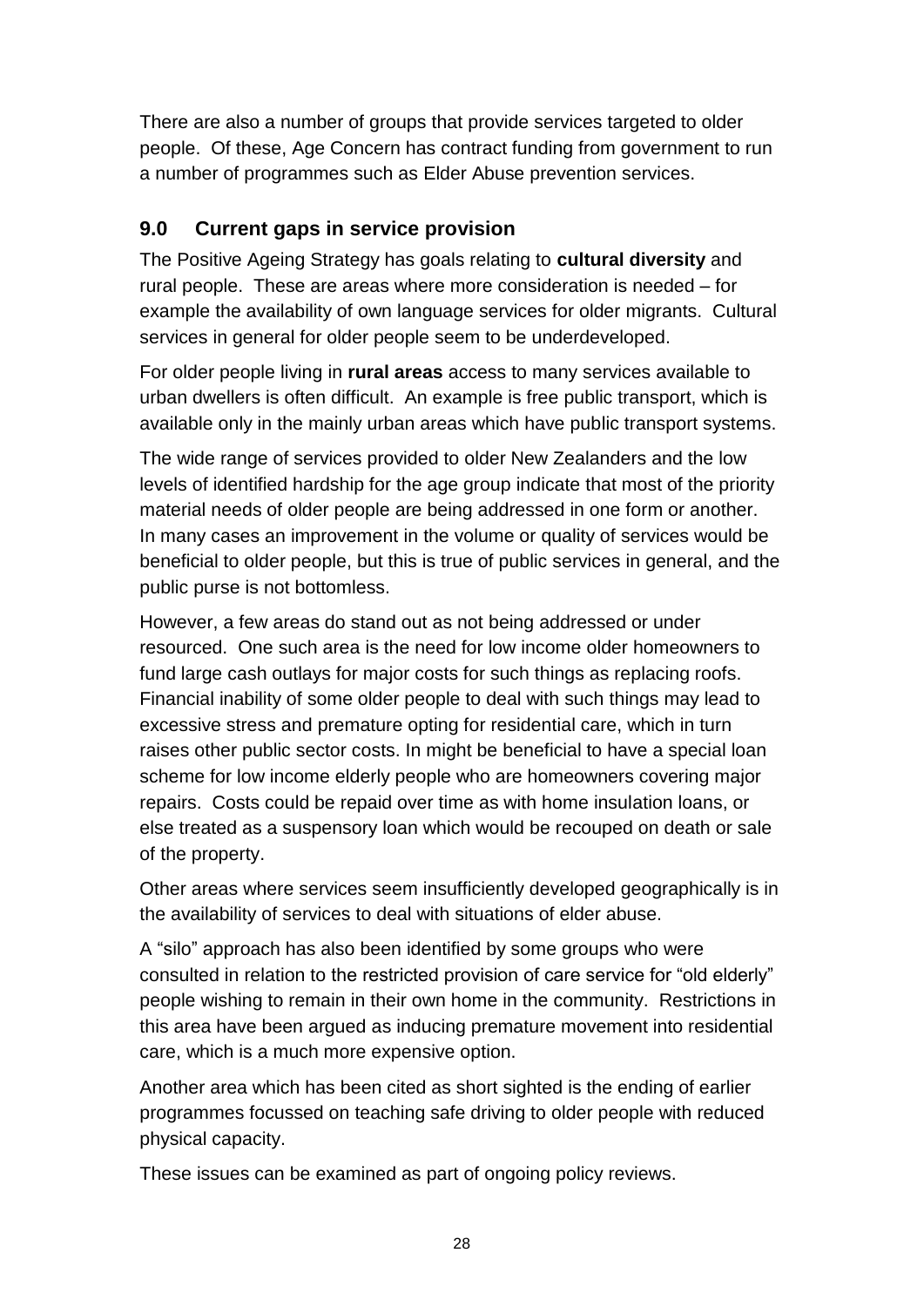There are also a number of groups that provide services targeted to older people. Of these, Age Concern has contract funding from government to run a number of programmes such as Elder Abuse prevention services.

## 9.0 Current gaps in service provision

The Positive Ageing Strategy has goals relating to **cultural diversity** and rural people. These are areas where more consideration is needed – for example the availability of own language services for older migrants. Cultural services in general for older people seem to be underdeveloped.

For older people living in **rural areas** access to many services available to urban dwellers is often difficult. An example is free public transport, which is available only in the mainly urban areas which have public transport systems.

The wide range of services provided to older New Zealanders and the low levels of identified hardship for the age group indicate that most of the priority material needs of older people are being addressed in one form or another. In many cases an improvement in the volume or quality of services would be beneficial to older people, but this is true of public services in general, and the public purse is not bottomless.

However, a few areas do stand out as not being addressed or under resourced. One such area is the need for low income older homeowners to fund large cash outlays for major costs for such things as replacing roofs. Financial inability of some older people to deal with such things may lead to excessive stress and premature opting for residential care, which in turn raises other public sector costs. In might be beneficial to have a special loan scheme for low income elderly people who are homeowners covering major repairs. Costs could be repaid over time as with home insulation loans, or else treated as a suspensory loan which would be recouped on death or sale of the property.

Other areas where services seem insufficiently developed geographically is in the availability of services to deal with situations of elder abuse.

A "silo" approach has also been identified by some groups who were consulted in relation to the restricted provision of care service for "old elderly" people wishing to remain in their own home in the community. Restrictions in this area have been argued as inducing premature movement into residential care, which is a much more expensive option.

Another area which has been cited as short sighted is the ending of earlier programmes focussed on teaching safe driving to older people with reduced physical capacity.

These issues can be examined as part of ongoing policy reviews.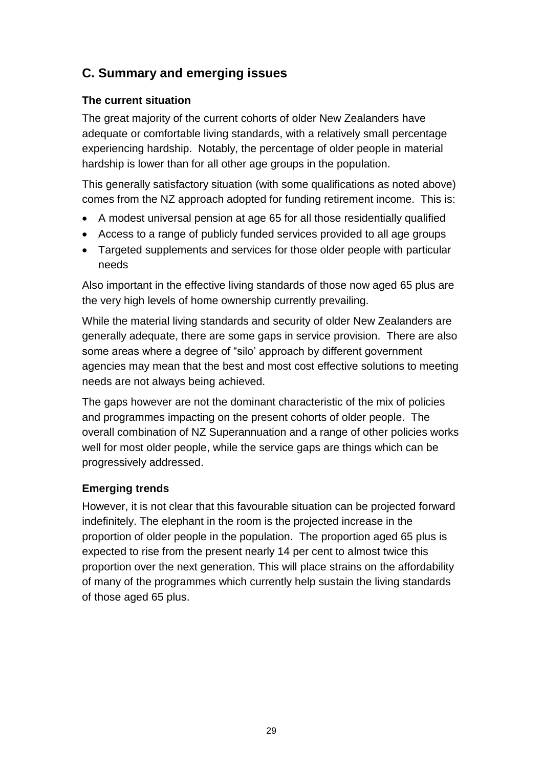## C. Summary and emerging issues

### The current situation

The great majority of the current cohorts of older New Zealanders have adequate or comfortable living standards, with a relatively small percentage experiencing hardship. Notably, the percentage of older people in material hardship is lower than for all other age groups in the population.

This generally satisfactory situation (with some qualifications as noted above) comes from the NZ approach adopted for funding retirement income. This is:

- A modest universal pension at age 65 for all those residentially qualified
- Access to a range of publicly funded services provided to all age groups
- Targeted supplements and services for those older people with particular needs

Also important in the effective living standards of those now aged 65 plus are the very high levels of home ownership currently prevailing.

While the material living standards and security of older New Zealanders are generally adequate, there are some gaps in service provision. There are also some areas where a degree of "silo' approach by different government agencies may mean that the best and most cost effective solutions to meeting needs are not always being achieved.

The gaps however are not the dominant characteristic of the mix of policies and programmes impacting on the present cohorts of older people. The overall combination of NZ Superannuation and a range of other policies works well for most older people, while the service gaps are things which can be progressively addressed.

### Emerging trends

However, it is not clear that this favourable situation can be projected forward indefinitely. The elephant in the room is the projected increase in the proportion of older people in the population. The proportion aged 65 plus is expected to rise from the present nearly 14 per cent to almost twice this proportion over the next generation. This will place strains on the affordability of many of the programmes which currently help sustain the living standards of those aged 65 plus.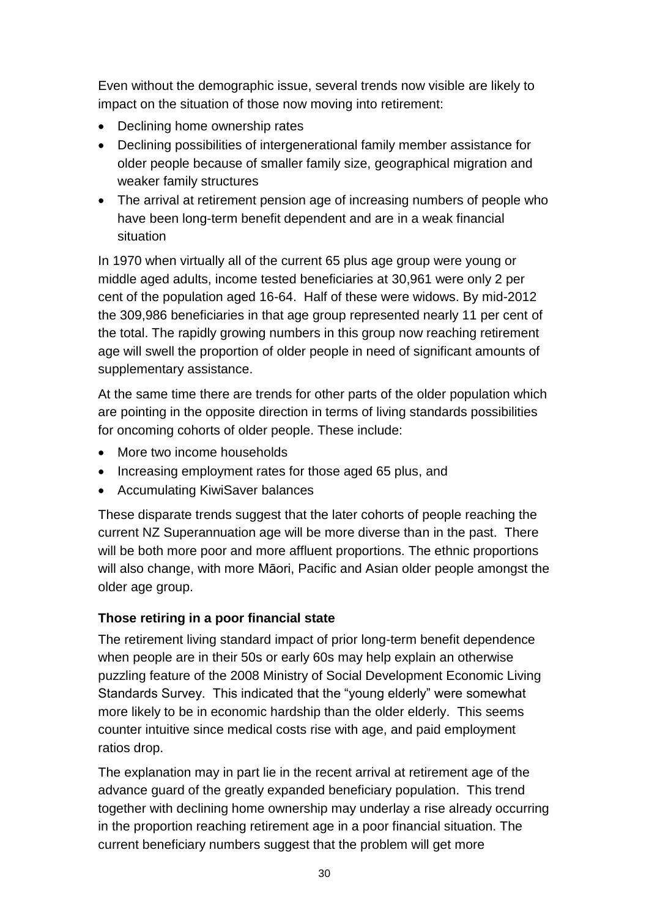Even without the demographic issue, several trends now visible are likely to impact on the situation of those now moving into retirement:

- Declining home ownership rates
- Declining possibilities of intergenerational family member assistance for older people because of smaller family size, geographical migration and weaker family structures
- The arrival at retirement pension age of increasing numbers of people who have been long-term benefit dependent and are in a weak financial situation

In 1970 when virtually all of the current 65 plus age group were young or middle aged adults, income tested beneficiaries at 30,961 were only 2 per cent of the population aged 16-64. Half of these were widows. By mid-2012 the 309,986 beneficiaries in that age group represented nearly 11 per cent of the total. The rapidly growing numbers in this group now reaching retirement age will swell the proportion of older people in need of significant amounts of supplementary assistance.

At the same time there are trends for other parts of the older population which are pointing in the opposite direction in terms of living standards possibilities for oncoming cohorts of older people. These include:

- More two income households
- Increasing employment rates for those aged 65 plus, and
- Accumulating KiwiSaver balances

These disparate trends suggest that the later cohorts of people reaching the current NZ Superannuation age will be more diverse than in the past. There will be both more poor and more affluent proportions. The ethnic proportions will also change, with more Māori, Pacific and Asian older people amongst the older age group.

**Those retiring in a poor financial state**

The retirement living standard impact of prior long-term benefit dependence when people are in their 50s or early 60s may help explain an otherwise puzzling feature of the 2008 Ministry of Social Development Economic Living Standards Survey. This indicated that the "young elderly" were somewhat more likely to be in economic hardship than the older elderly. This seems counter intuitive since medical costs rise with age, and paid employment ratios drop.

The explanation may in part lie in the recent arrival at retirement age of the advance guard of the greatly expanded beneficiary population. This trend together with declining home ownership may underlay a rise already occurring in the proportion reaching retirement age in a poor financial situation. The current beneficiary numbers suggest that the problem will get more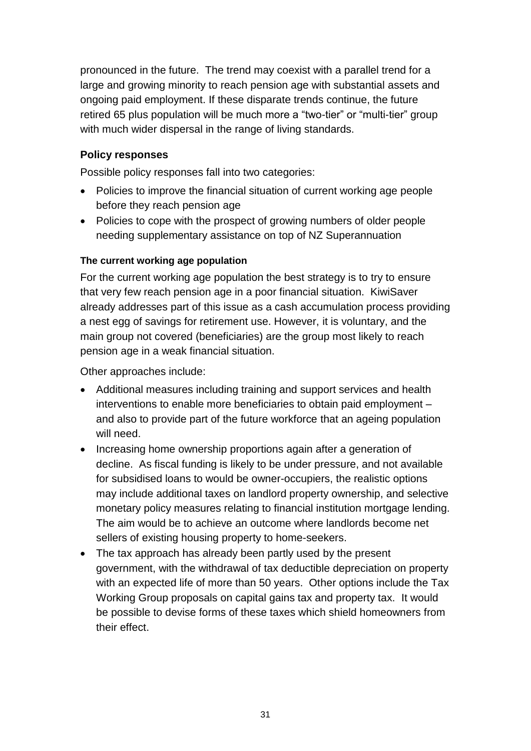pronounced in the future. The trend may coexist with a parallel trend for a large and growing minority to reach pension age with substantial assets and ongoing paid employment. If these disparate trends continue, the future retired 65 plus population will be much more a "two-tier" or "multi-tier" group with much wider dispersal in the range of living standards.

### Policy responses

Possible policy responses fall into two categories:

- Policies to improve the financial situation of current working age people before they reach pension age
- Policies to cope with the prospect of growing numbers of older people needing supplementary assistance on top of NZ Superannuation

#### The current working age population

For the current working age population the best strategy is to try to ensure that very few reach pension age in a poor financial situation. KiwiSaver already addresses part of this issue as a cash accumulation process providing a nest egg of savings for retirement use. However, it is voluntary, and the main group not covered (beneficiaries) are the group most likely to reach pension age in a weak financial situation.

Other approaches include:

- Additional measures including training and support services and health interventions to enable more beneficiaries to obtain paid employment – and also to provide part of the future workforce that an ageing population will need.
- Increasing home ownership proportions again after a generation of decline. As fiscal funding is likely to be under pressure, and not available for subsidised loans to would be owner-occupiers, the realistic options may include additional taxes on landlord property ownership, and selective monetary policy measures relating to financial institution mortgage lending. The aim would be to achieve an outcome where landlords become net sellers of existing housing property to home-seekers.
- The tax approach has already been partly used by the present government, with the withdrawal of tax deductible depreciation on property with an expected life of more than 50 years. Other options include the Tax Working Group proposals on capital gains tax and property tax. It would be possible to devise forms of these taxes which shield homeowners from their effect.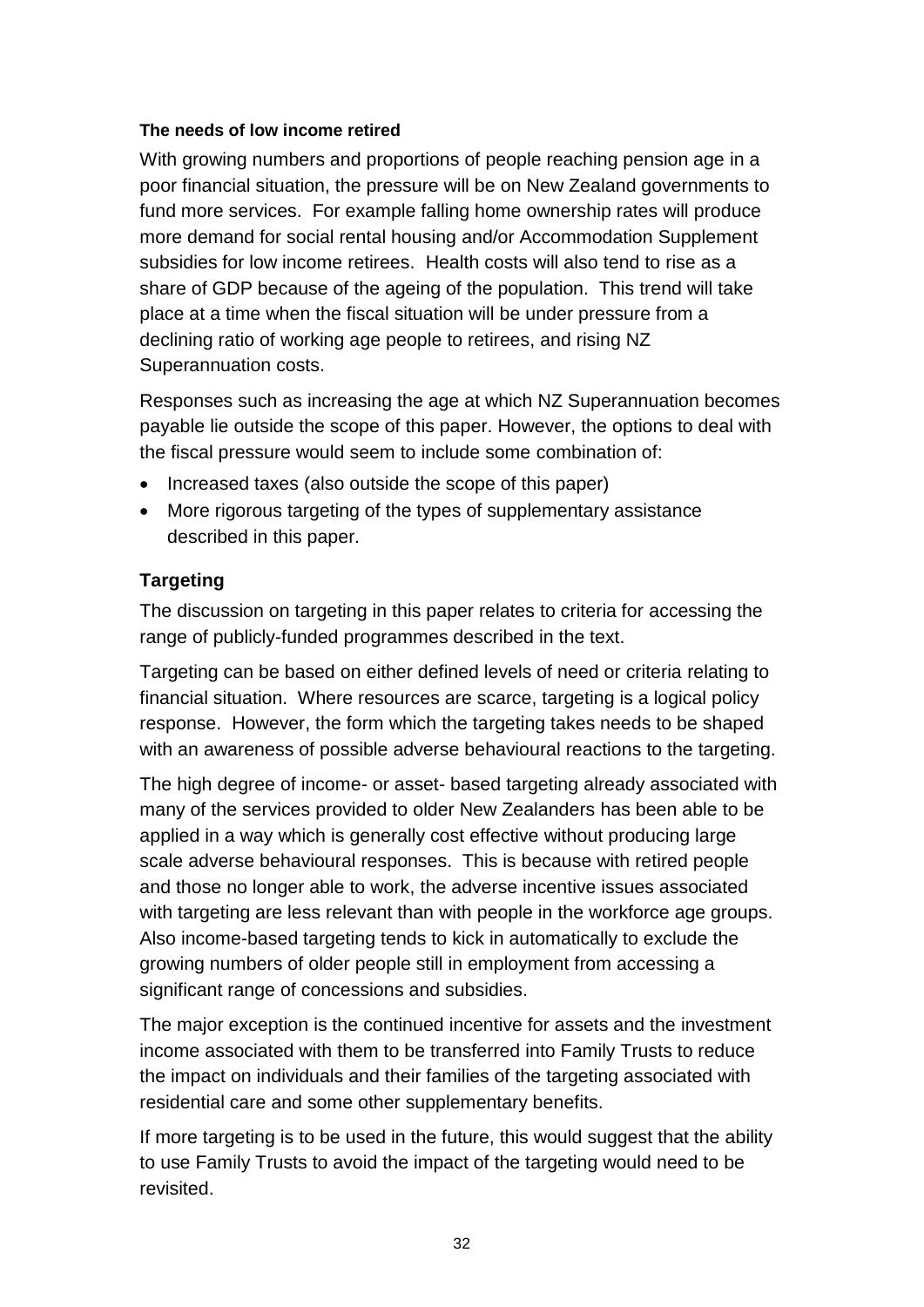**The needs of low income retired**

With growing numbers and proportions of people reaching pension age in a poor financial situation, the pressure will be on New Zealand governments to fund more services. For example falling home ownership rates will produce more demand for social rental housing and/or Accommodation Supplement subsidies for low income retirees. Health costs will also tend to rise as a share of GDP because of the ageing of the population. This trend will take place at a time when the fiscal situation will be under pressure from a declining ratio of working age people to retirees, and rising NZ Superannuation costs.

Responses such as increasing the age at which NZ Superannuation becomes payable lie outside the scope of this paper. However, the options to deal with the fiscal pressure would seem to include some combination of:

- Increased taxes (also outside the scope of this paper)
- More rigorous targeting of the types of supplementary assistance described in this paper.

## Targeting

The discussion on targeting in this paper relates to criteria for accessing the range of publicly-funded programmes described in the text.

Targeting can be based on either defined levels of need or criteria relating to financial situation. Where resources are scarce, targeting is a logical policy response. However, the form which the targeting takes needs to be shaped with an awareness of possible adverse behavioural reactions to the targeting.

The high degree of income- or asset- based targeting already associated with many of the services provided to older New Zealanders has been able to be applied in a way which is generally cost effective without producing large scale adverse behavioural responses. This is because with retired people and those no longer able to work, the adverse incentive issues associated with targeting are less relevant than with people in the workforce age groups. Also income-based targeting tends to kick in automatically to exclude the growing numbers of older people still in employment from accessing a significant range of concessions and subsidies.

The major exception is the continued incentive for assets and the investment income associated with them to be transferred into Family Trusts to reduce the impact on individuals and their families of the targeting associated with residential care and some other supplementary benefits.

If more targeting is to be used in the future, this would suggest that the ability to use Family Trusts to avoid the impact of the targeting would need to be revisited.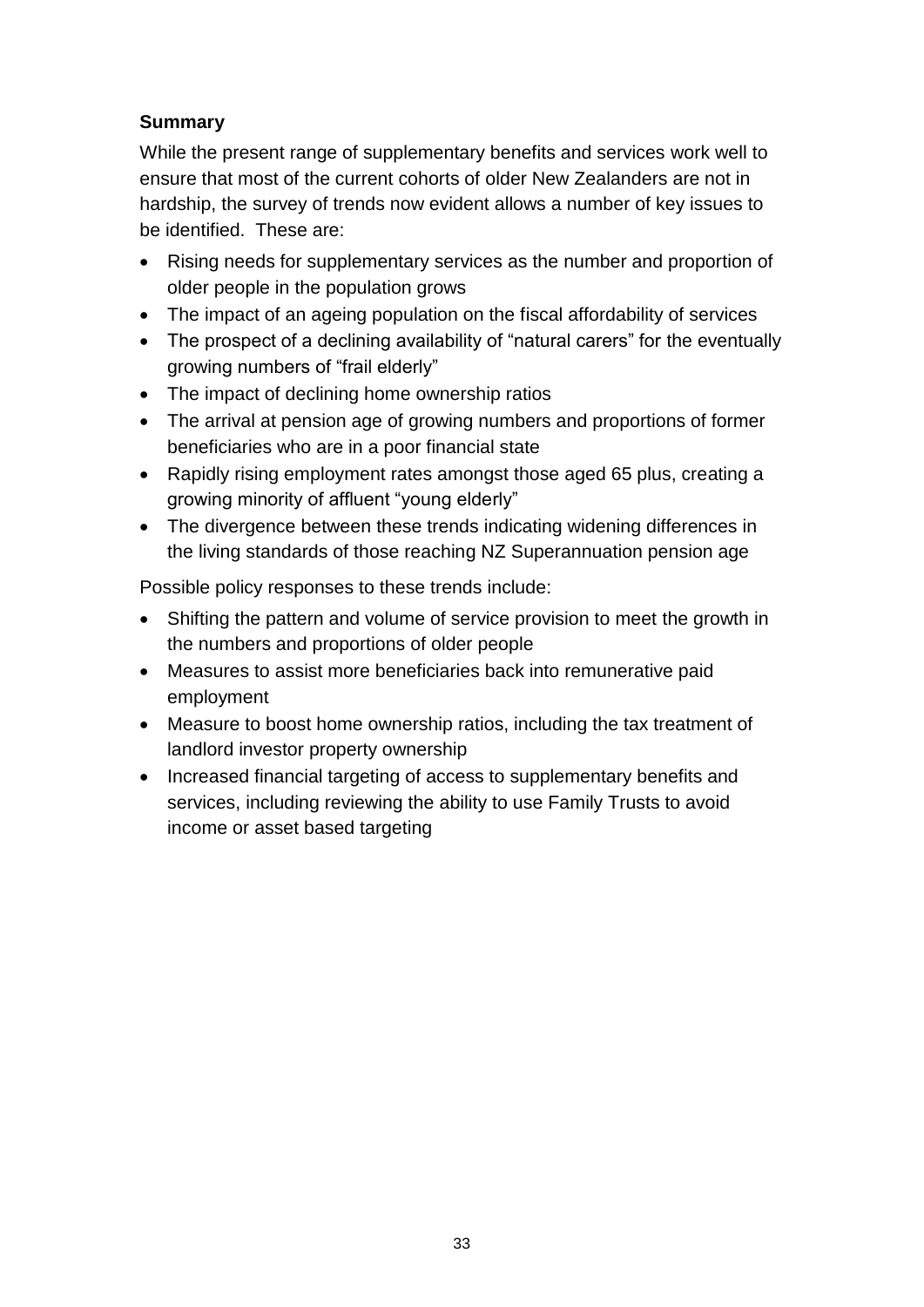**Summary**

While the present range of supplementary benefits and services work well to ensure that most of the current cohorts of older New Zealanders are not in hardship, the survey of trends now evident allows a number of key issues to be identified. These are:

- Rising needs for supplementary services as the number and proportion of older people in the population grows
- The impact of an ageing population on the fiscal affordability of services
- The prospect of a declining availability of "natural carers" for the eventually growing numbers of "frail elderly"
- The impact of declining home ownership ratios
- The arrival at pension age of growing numbers and proportions of former beneficiaries who are in a poor financial state
- Rapidly rising employment rates amongst those aged 65 plus, creating a growing minority of affluent "young elderly"
- The divergence between these trends indicating widening differences in the living standards of those reaching NZ Superannuation pension age

Possible policy responses to these trends include:

- Shifting the pattern and volume of service provision to meet the growth in the numbers and proportions of older people
- Measures to assist more beneficiaries back into remunerative paid employment
- Measure to boost home ownership ratios, including the tax treatment of landlord investor property ownership
- Increased financial targeting of access to supplementary benefits and services, including reviewing the ability to use Family Trusts to avoid income or asset based targeting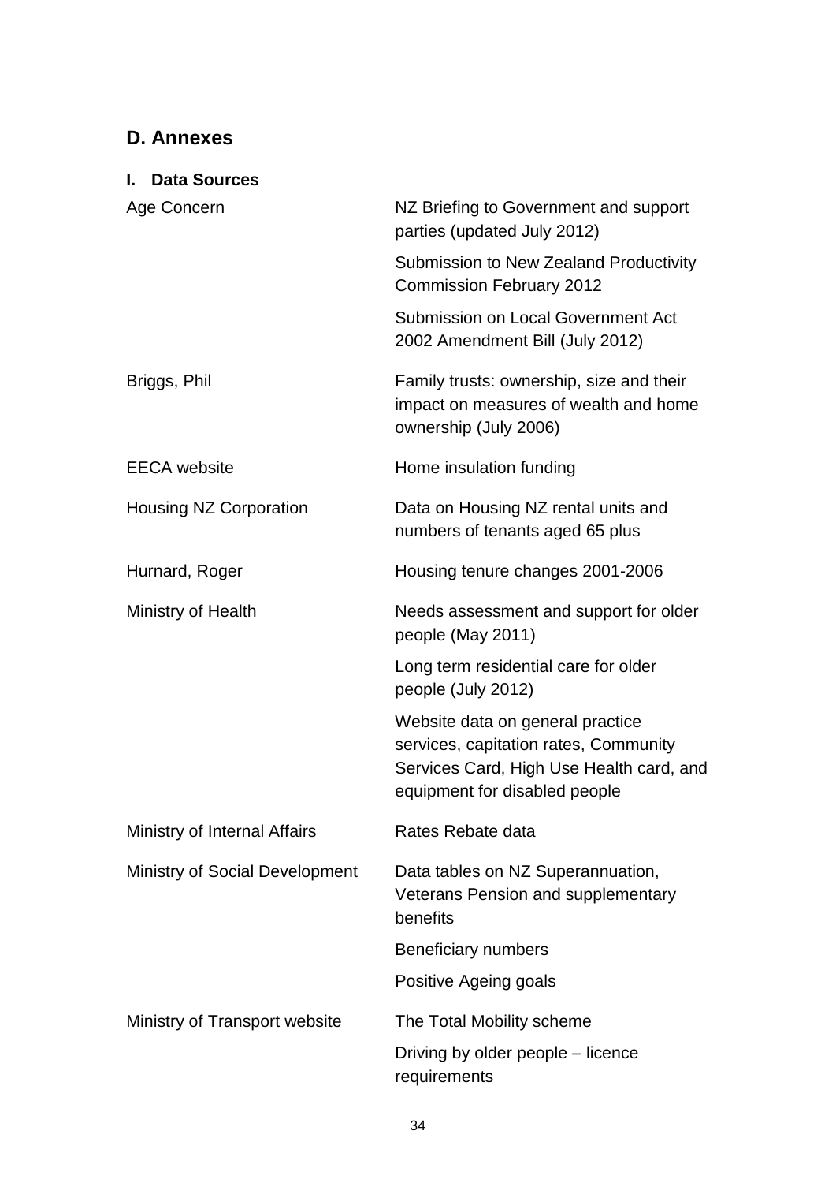## D. Annexes

### I. Data Sources

| | |
|---|---|
| Age Concern | NZ Briefing to Government and support parties (updated July 2012) |
| | Submission to New Zealand Productivity Commission February 2012 |
| | Submission on Local Government Act 2002 Amendment Bill (July 2012) |
| Briggs, Phil | Family trusts: ownership, size and their impact on measures of wealth and home ownership (July 2006) |
| EECA website | Home insulation funding |
| Housing NZ Corporation | Data on Housing NZ rental units and numbers of tenants aged 65 plus |
| Hurnard, Roger | Housing tenure changes 2001-2006 |
| Ministry of Health | Needs assessment and support for older people (May 2011) |
| | Long term residential care for older people (July 2012) |
| | Website data on general practice services, capitation rates, Community Services Card, High Use Health card, and equipment for disabled people |
| Ministry of Internal Affairs | Rates Rebate data |
| Ministry of Social Development | Data tables on NZ Superannuation, Veterans Pension and supplementary benefits |
| | Beneficiary numbers |
| | Positive Ageing goals |
| Ministry of Transport website | The Total Mobility scheme |
| | Driving by older people – licence requirements |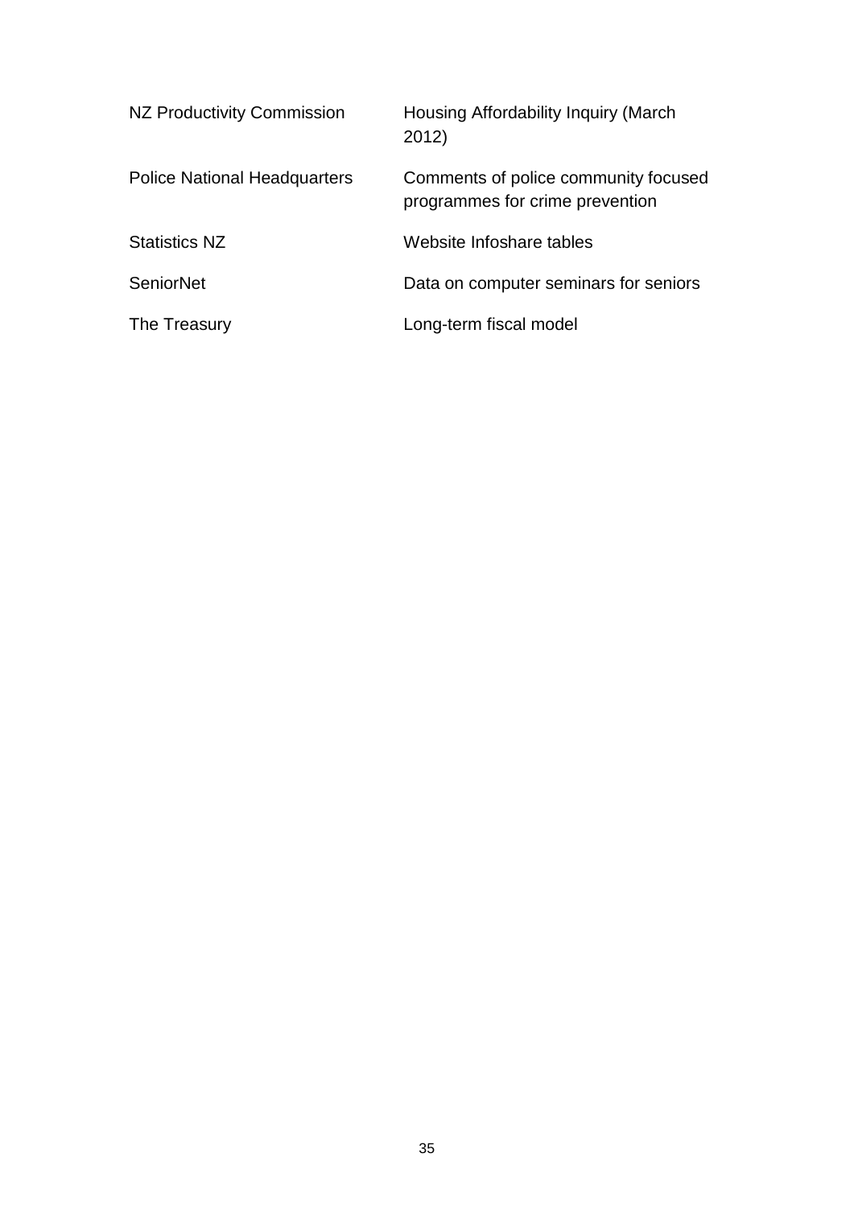| | |
|---|---|
| NZ Productivity Commission | Housing Affordability Inquiry (March 2012) |
| Police National Headquarters | Comments of police community focused programmes for crime prevention |
| Statistics NZ | Website Infoshare tables |
| SeniorNet | Data on computer seminars for seniors |
| The Treasury | Long-term fiscal model |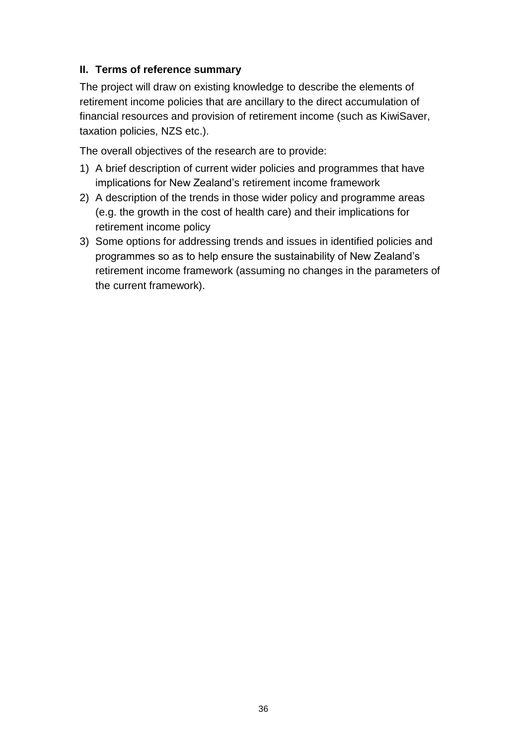## II. Terms of reference summary

The project will draw on existing knowledge to describe the elements of retirement income policies that are ancillary to the direct accumulation of financial resources and provision of retirement income (such as KiwiSaver, taxation policies, NZS etc.).

The overall objectives of the research are to provide:

1) A brief description of current wider policies and programmes that have implications for New Zealand's retirement income framework
2) A description of the trends in those wider policy and programme areas (e.g. the growth in the cost of health care) and their implications for retirement income policy
3) Some options for addressing trends and issues in identified policies and programmes so as to help ensure the sustainability of New Zealand's retirement income framework (assuming no changes in the parameters of the current framework).